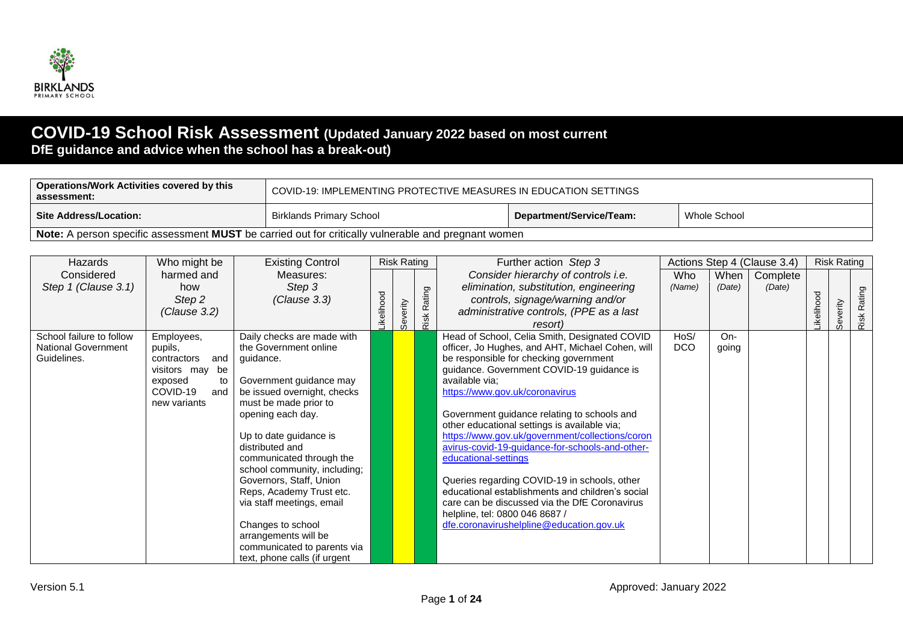BIRKLANDS PRIMARY SCHOOL

# COVID-19 School Risk Assessment (Updated January 2022 based on most current DfE guidance and advice when the school has a break-out)

| Operations/Work Activities covered by this assessment: | COVID-19: IMPLEMENTING PROTECTIVE MEASURES IN EDUCATION SETTINGS | | |
|---|---|---|---|
| **Site Address/Location:** | Birklands Primary School | **Department/Service/Team:** | Whole School |

**Note:** A person specific assessment **MUST** be carried out for critically vulnerable and pregnant women

| Hazards Considered *Step 1 (Clause 3.1)* | Who might be harmed and how *Step 2 (Clause 3.2)* | Existing Control Measures: *Step 3 (Clause 3.3)* | Risk Rating | | | Further action *Step 3* *Consider hierarchy of controls i.e. elimination, substitution, engineering controls, signage/warning and/or administrative controls, (PPE as a last resort)* | Actions Step 4 (Clause 3.4) | | | Risk Rating | | |
|---|---|---|---|---|---|---|---|---|---|---|---|---|
| | | | Likelihood | Severity | Risk Rating | | Who *(Name)* | When *(Date)* | Complete *(Date)* | Likelihood | Severity | Risk Rating |
| School failure to follow National Government Guidelines. | Employees, pupils, contractors and visitors may be exposed to COVID-19 and new variants | Daily checks are made with the Government online guidance.<br><br>Government guidance may be issued overnight, checks must be made prior to opening each day.<br><br>Up to date guidance is distributed and communicated through the school community, including; Governors, Staff, Union Reps, Academy Trust etc. via staff meetings, email<br><br>Changes to school arrangements will be communicated to parents via text, phone calls (if urgent | | | | Head of School, Celia Smith, Designated COVID officer, Jo Hughes, and AHT, Michael Cohen, will be responsible for checking government guidance. Government COVID-19 guidance is available via;<br>https://www.gov.uk/coronavirus<br><br>Government guidance relating to schools and other educational settings is available via;<br>https://www.gov.uk/government/collections/coronavirus-covid-19-guidance-for-schools-and-other-educational-settings<br><br>Queries regarding COVID-19 in schools, other educational establishments and children's social care can be discussed via the DfE Coronavirus helpline, tel: 0800 046 8687 / dfe.coronavirushelpline@education.gov.uk | HoS/ DCO | On-going | | | | |

Version 5.1 | Approved: January 2022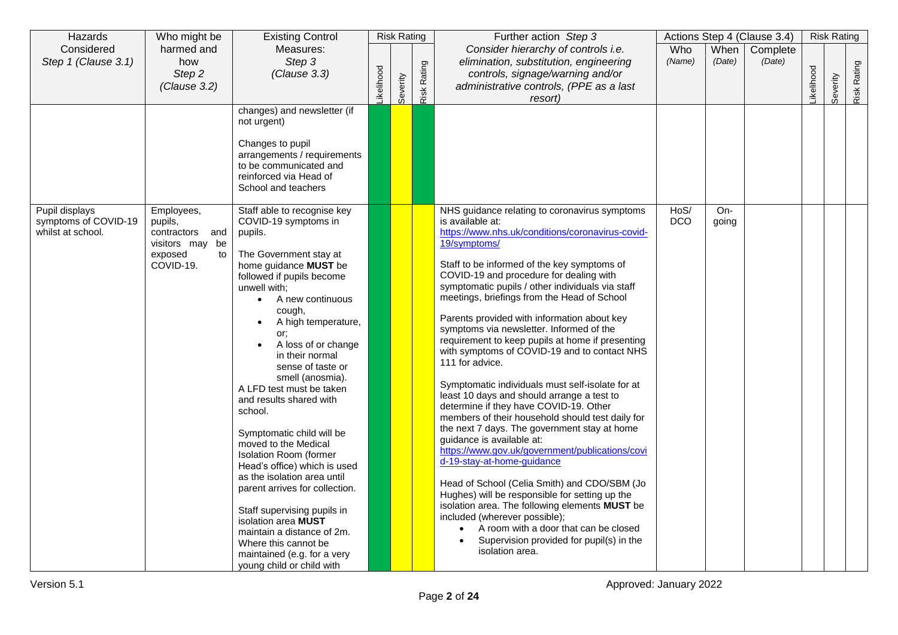| Hazards Considered *Step 1 (Clause 3.1)* | Who might be harmed and how *Step 2 (Clause 3.2)* | Existing Control Measures: *Step 3 (Clause 3.3)* | Risk Rating | | | Further action *Step 3* *Consider hierarchy of controls i.e. elimination, substitution, engineering controls, signage/warning and/or administrative controls, (PPE as a last resort)* | Actions Step 4 (Clause 3.4) | | | Risk Rating | | |
|---|---|---|---|---|---|---|---|---|---|---|---|---|
| | | | Likelihood | Severity | Risk Rating | | Who *(Name)* | When *(Date)* | Complete *(Date)* | Likelihood | Severity | Risk Rating |
| | | changes) and newsletter (if not urgent)<br><br>Changes to pupil arrangements / requirements to be communicated and reinforced via Head of School and teachers | | | | | | | | | | |
| Pupil displays symptoms of COVID-19 whilst at school. | Employees, pupils, contractors and visitors may be exposed to COVID-19. | Staff able to recognise key COVID-19 symptoms in pupils.<br><br>The Government stay at home guidance **MUST** be followed if pupils become unwell with;<br>• A new continuous cough,<br>• A high temperature, or;<br>• A loss of or change in their normal sense of taste or smell (anosmia).<br>A LFD test must be taken and results shared with school.<br><br>Symptomatic child will be moved to the Medical Isolation Room (former Head's office) which is used as the isolation area until parent arrives for collection.<br><br>Staff supervising pupils in isolation area **MUST** maintain a distance of 2m. Where this cannot be maintained (e.g. for a very young child or child with | | | | NHS guidance relating to coronavirus symptoms is available at: https://www.nhs.uk/conditions/coronavirus-covid-19/symptoms/<br><br>Staff to be informed of the key symptoms of COVID-19 and procedure for dealing with symptomatic pupils / other individuals via staff meetings, briefings from the Head of School<br><br>Parents provided with information about key symptoms via newsletter. Informed of the requirement to keep pupils at home if presenting with symptoms of COVID-19 and to contact NHS 111 for advice.<br><br>Symptomatic individuals must self-isolate for at least 10 days and should arrange a test to determine if they have COVID-19. Other members of their household should test daily for the next 7 days. The government stay at home guidance is available at: https://www.gov.uk/government/publications/covid-19-stay-at-home-guidance<br><br>Head of School (Celia Smith) and CDO/SBM (Jo Hughes) will be responsible for setting up the isolation area. The following elements **MUST** be included (wherever possible);<br>• A room with a door that can be closed<br>• Supervision provided for pupil(s) in the isolation area. | HoS/ DCO | On-going | | | | |

Version 5.1

Approved: January 2022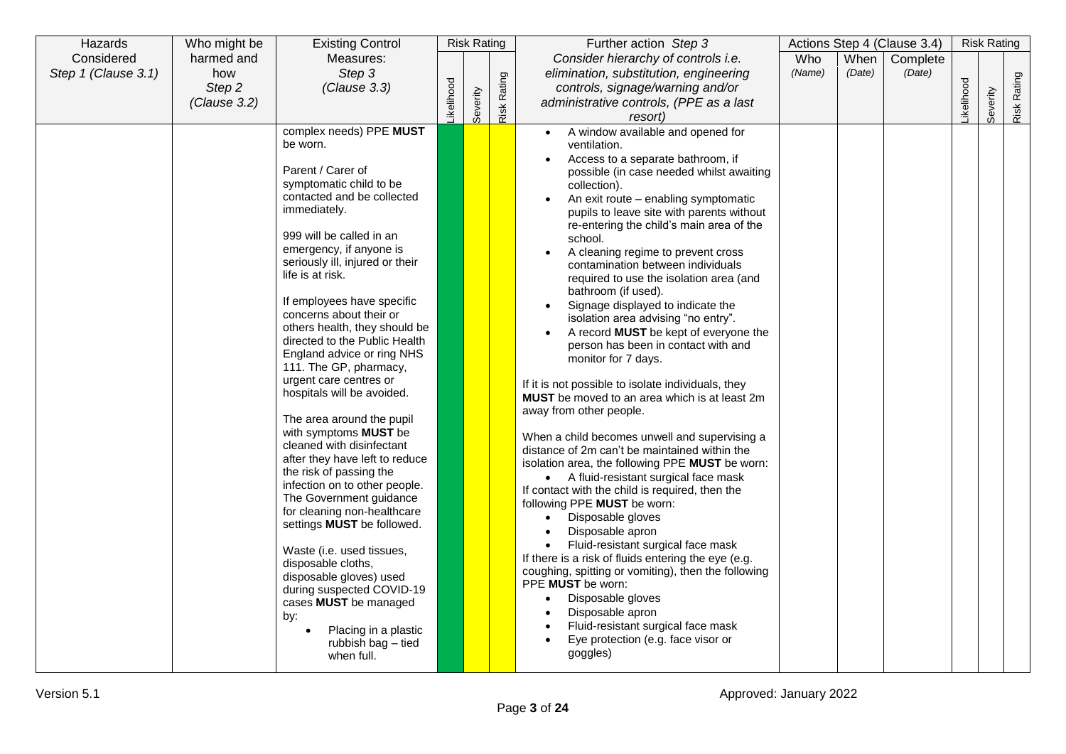| Hazards Considered *Step 1 (Clause 3.1)* | Who might be harmed and how *Step 2 (Clause 3.2)* | Existing Control Measures: *Step 3 (Clause 3.3)* | Risk Rating | | | Further action *Step 3* *Consider hierarchy of controls i.e. elimination, substitution, engineering controls, signage/warning and/or administrative controls, (PPE as a last resort)* | Actions Step 4 (Clause 3.4) | | | Risk Rating | | |
|---|---|---|---|---|---|---|---|---|---|---|---|---|
| | | | Likelihood | Severity | Risk Rating | | Who *(Name)* | When *(Date)* | Complete *(Date)* | Likelihood | Severity | Risk Rating |
| | | complex needs) PPE **MUST** be worn.<br><br>Parent / Carer of symptomatic child to be contacted and be collected immediately.<br><br>999 will be called in an emergency, if anyone is seriously ill, injured or their life is at risk.<br><br>If employees have specific concerns about their or others health, they should be directed to the Public Health England advice or ring NHS 111. The GP, pharmacy, urgent care centres or hospitals will be avoided.<br><br>The area around the pupil with symptoms **MUST** be cleaned with disinfectant after they have left to reduce the risk of passing the infection on to other people. The Government guidance for cleaning non-healthcare settings **MUST** be followed.<br><br>Waste (i.e. used tissues, disposable cloths, disposable gloves) used during suspected COVID-19 cases **MUST** be managed by:<br>• Placing in a plastic rubbish bag – tied when full. | | | | • A window available and opened for ventilation.<br>• Access to a separate bathroom, if possible (in case needed whilst awaiting collection).<br>• An exit route – enabling symptomatic pupils to leave site with parents without re-entering the child's main area of the school.<br>• A cleaning regime to prevent cross contamination between individuals required to use the isolation area (and bathroom (if used).<br>• Signage displayed to indicate the isolation area advising "no entry".<br>• A record **MUST** be kept of everyone the person has been in contact with and monitor for 7 days.<br><br>If it is not possible to isolate individuals, they **MUST** be moved to an area which is at least 2m away from other people.<br><br>When a child becomes unwell and supervising a distance of 2m can't be maintained within the isolation area, the following PPE **MUST** be worn:<br>• A fluid-resistant surgical face mask<br>If contact with the child is required, then the following PPE **MUST** be worn:<br>• Disposable gloves<br>• Disposable apron<br>• Fluid-resistant surgical face mask<br>If there is a risk of fluids entering the eye (e.g. coughing, spitting or vomiting), then the following PPE **MUST** be worn:<br>• Disposable gloves<br>• Disposable apron<br>• Fluid-resistant surgical face mask<br>• Eye protection (e.g. face visor or goggles) | | | | | | |

Version 5.1 Approved: January 2022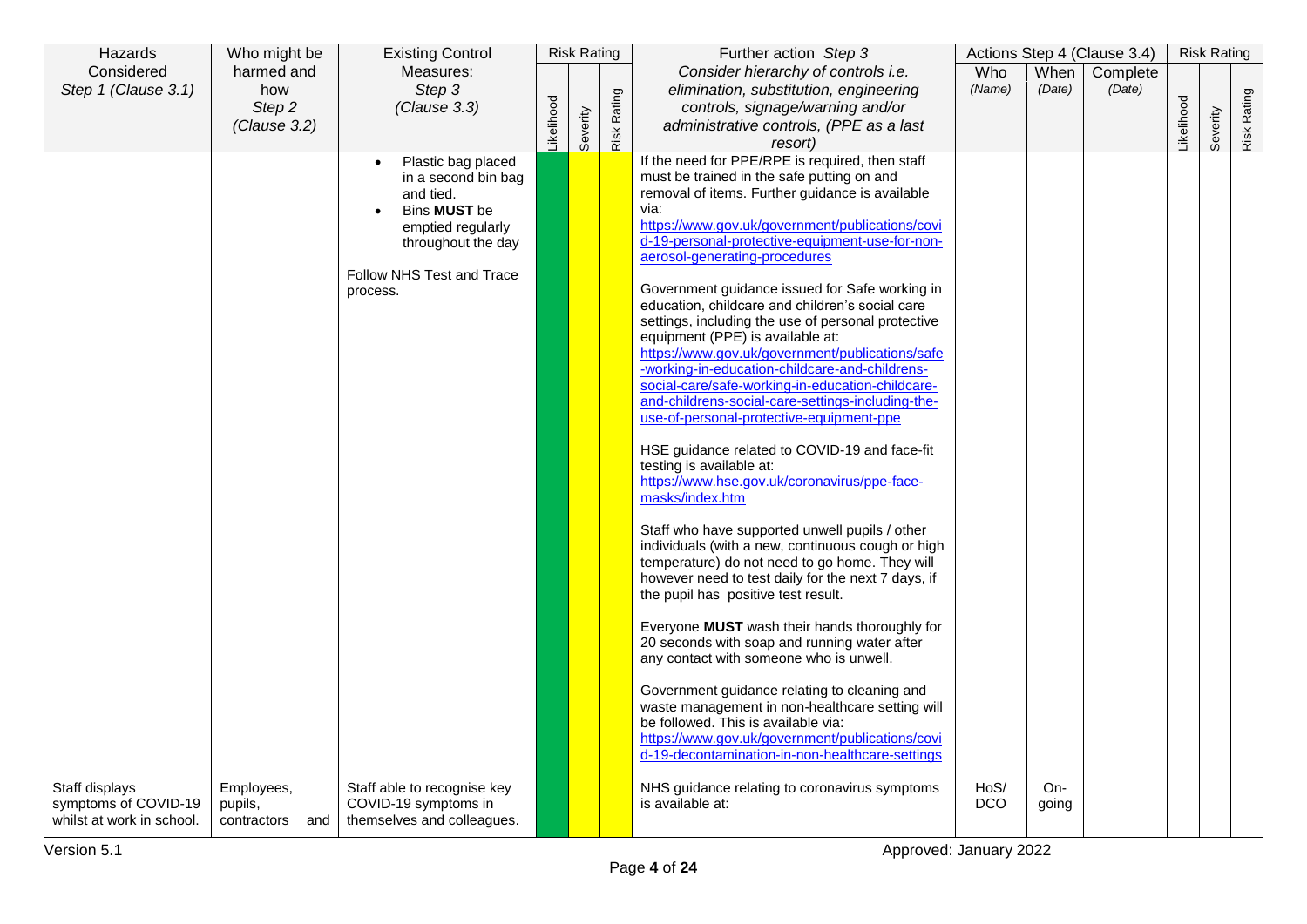| Hazards Considered *Step 1 (Clause 3.1)* | Who might be harmed and how *Step 2 (Clause 3.2)* | Existing Control Measures: *Step 3 (Clause 3.3)* | Risk Rating | | | Further action *Step 3* *Consider hierarchy of controls i.e. elimination, substitution, engineering controls, signage/warning and/or administrative controls, (PPE as a last resort)* | Actions Step 4 (Clause 3.4) | | | Risk Rating | | |
|---|---|---|---|---|---|---|---|---|---|---|---|---|
| | | | Likelihood | Severity | Risk Rating | | Who *(Name)* | When *(Date)* | Complete *(Date)* | Likelihood | Severity | Risk Rating |
| | | • Plastic bag placed in a second bin bag and tied.<br>• Bins **MUST** be emptied regularly throughout the day<br><br>Follow NHS Test and Trace process. | | | | If the need for PPE/RPE is required, then staff must be trained in the safe putting on and removal of items. Further guidance is available via:<br>https://www.gov.uk/government/publications/covid-19-personal-protective-equipment-use-for-non-aerosol-generating-procedures<br><br>Government guidance issued for Safe working in education, childcare and children's social care settings, including the use of personal protective equipment (PPE) is available at:<br>https://www.gov.uk/government/publications/safe-working-in-education-childcare-and-childrens-social-care/safe-working-in-education-childcare-and-childrens-social-care-settings-including-the-use-of-personal-protective-equipment-ppe<br><br>HSE guidance related to COVID-19 and face-fit testing is available at:<br>https://www.hse.gov.uk/coronavirus/ppe-face-masks/index.htm<br><br>Staff who have supported unwell pupils / other individuals (with a new, continuous cough or high temperature) do not need to go home. They will however need to test daily for the next 7 days, if the pupil has positive test result.<br><br>Everyone **MUST** wash their hands thoroughly for 20 seconds with soap and running water after any contact with someone who is unwell.<br><br>Government guidance relating to cleaning and waste management in non-healthcare setting will be followed. This is available via:<br>https://www.gov.uk/government/publications/covid-19-decontamination-in-non-healthcare-settings | | | | | | |
| Staff displays symptoms of COVID-19 whilst at work in school. | Employees, pupils, contractors and | Staff able to recognise key COVID-19 symptoms in themselves and colleagues. | | | | NHS guidance relating to coronavirus symptoms is available at: | HoS/ DCO | On-going | | | | |

Version 5.1

Approved: January 2022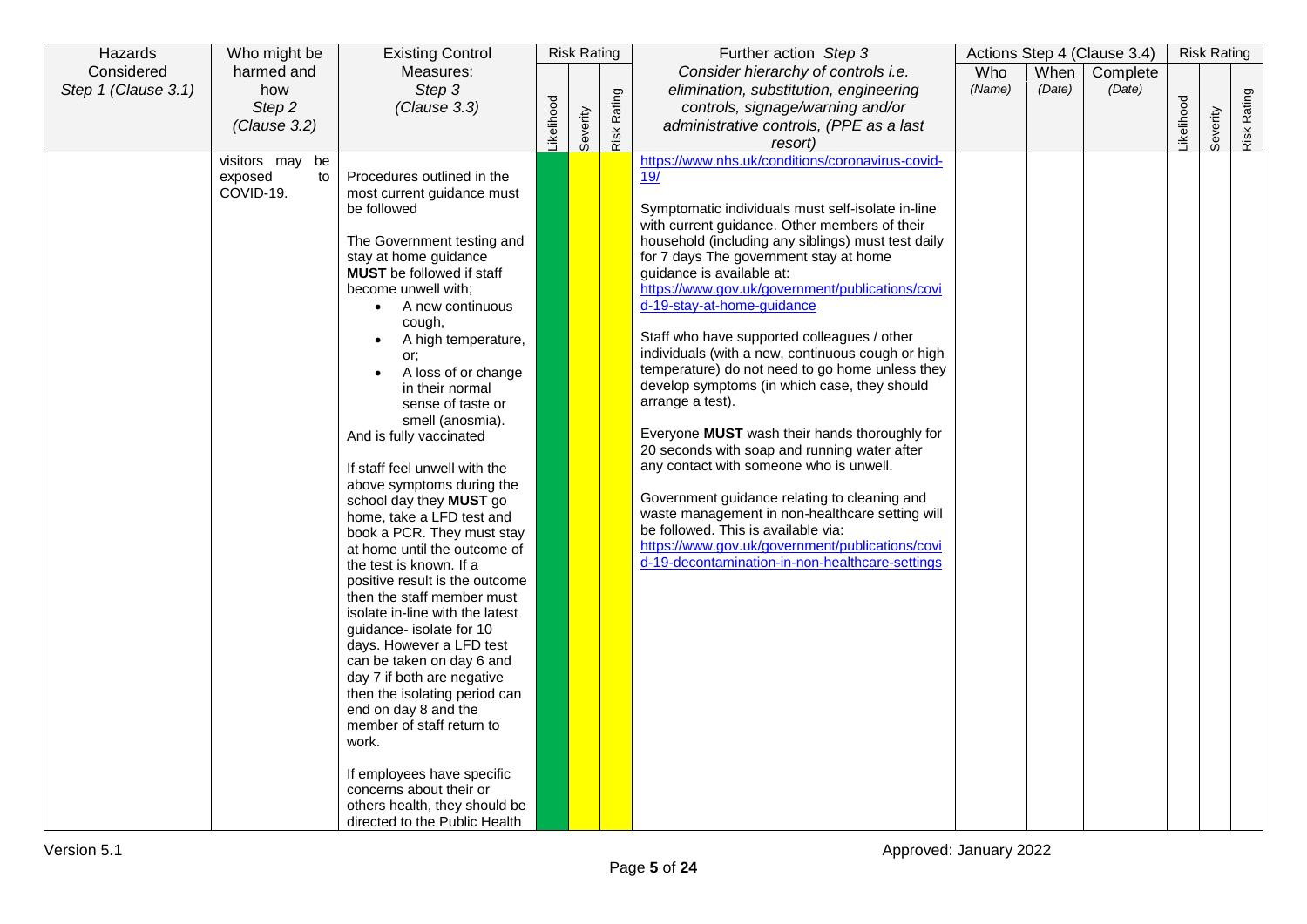| Hazards Considered *Step 1 (Clause 3.1)* | Who might be harmed and how *Step 2 (Clause 3.2)* | Existing Control Measures: *Step 3 (Clause 3.3)* | Risk Rating | | | Further action *Step 3* *Consider hierarchy of controls i.e. elimination, substitution, engineering controls, signage/warning and/or administrative controls, (PPE as a last resort)* | Actions Step 4 (Clause 3.4) | | | Risk Rating | | |
|---|---|---|---|---|---|---|---|---|---|---|---|---|
| | | | Likelihood | Severity | Risk Rating | | Who *(Name)* | When *(Date)* | Complete *(Date)* | Likelihood | Severity | Risk Rating |
| | visitors may be exposed to COVID-19. | Procedures outlined in the most current guidance must be followed<br><br>The Government testing and stay at home guidance **MUST** be followed if staff become unwell with;<br>• A new continuous cough,<br>• A high temperature, or;<br>• A loss of or change in their normal sense of taste or smell (anosmia).<br>And is fully vaccinated<br><br>If staff feel unwell with the above symptoms during the school day they **MUST** go home, take a LFD test and book a PCR. They must stay at home until the outcome of the test is known. If a positive result is the outcome then the staff member must isolate in-line with the latest guidance- isolate for 10 days. However a LFD test can be taken on day 6 and day 7 if both are negative then the isolating period can end on day 8 and the member of staff return to work.<br><br>If employees have specific concerns about their or others health, they should be directed to the Public Health | | | | https://www.nhs.uk/conditions/coronavirus-covid-19/<br><br>Symptomatic individuals must self-isolate in-line with current guidance. Other members of their household (including any siblings) must test daily for 7 days The government stay at home guidance is available at: https://www.gov.uk/government/publications/covid-19-stay-at-home-guidance<br><br>Staff who have supported colleagues / other individuals (with a new, continuous cough or high temperature) do not need to go home unless they develop symptoms (in which case, they should arrange a test).<br><br>Everyone **MUST** wash their hands thoroughly for 20 seconds with soap and running water after any contact with someone who is unwell.<br><br>Government guidance relating to cleaning and waste management in non-healthcare setting will be followed. This is available via: https://www.gov.uk/government/publications/covid-19-decontamination-in-non-healthcare-settings | | | | | | |

Version 5.1 Approved: January 2022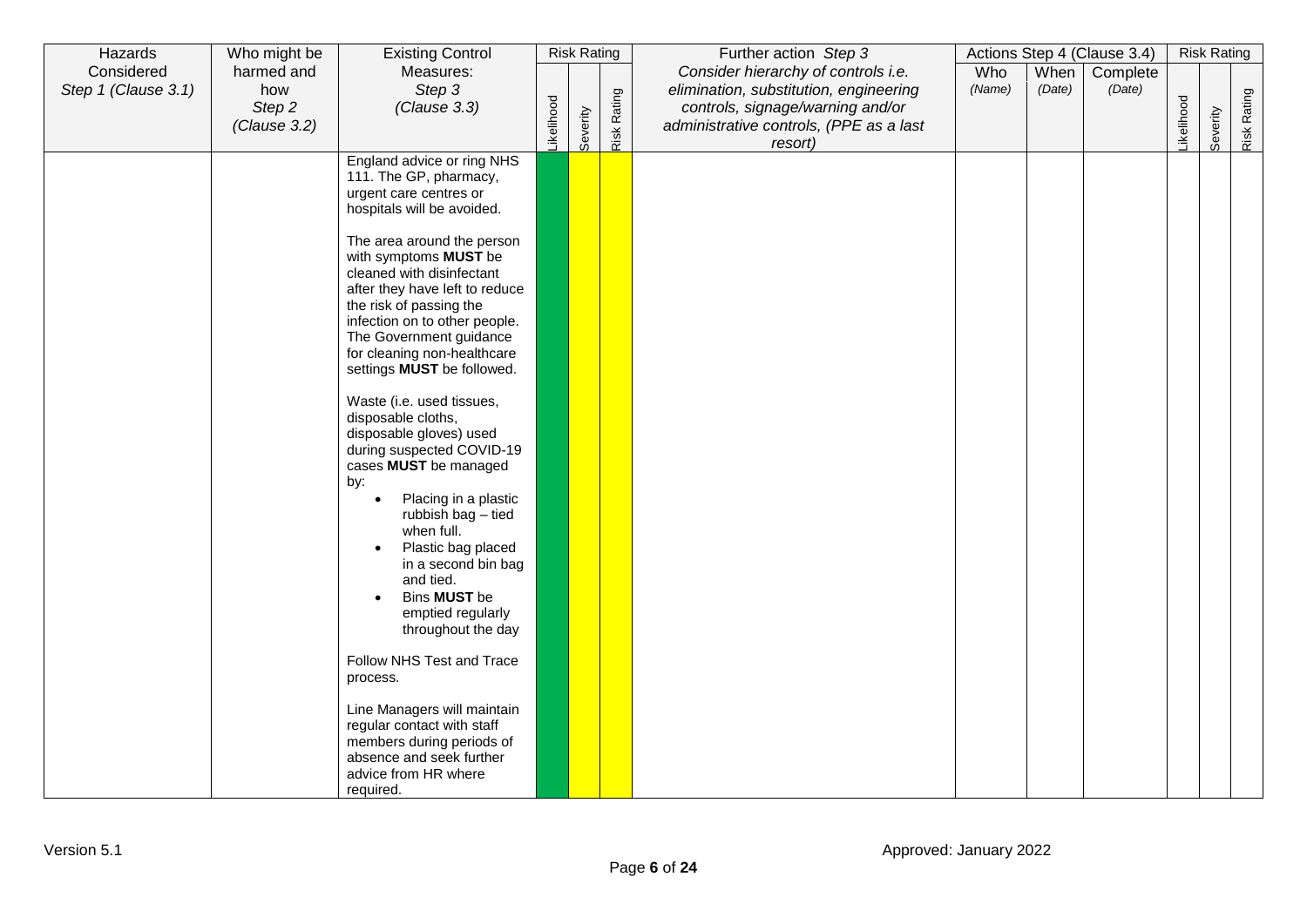| Hazards Considered *Step 1 (Clause 3.1)* | Who might be harmed and how *Step 2 (Clause 3.2)* | Existing Control Measures: *Step 3 (Clause 3.3)* | Risk Rating | | | Further action *Step 3* *Consider hierarchy of controls i.e. elimination, substitution, engineering controls, signage/warning and/or administrative controls, (PPE as a last resort)* | Actions Step 4 (Clause 3.4) | | | Risk Rating | | |
|---|---|---|---|---|---|---|---|---|---|---|---|---|
| | | | Likelihood | Severity | Risk Rating | | Who *(Name)* | When *(Date)* | Complete *(Date)* | Likelihood | Severity | Risk Rating |
| | | England advice or ring NHS 111. The GP, pharmacy, urgent care centres or hospitals will be avoided.<br><br>The area around the person with symptoms **MUST** be cleaned with disinfectant after they have left to reduce the risk of passing the infection on to other people. The Government guidance for cleaning non-healthcare settings **MUST** be followed.<br><br>Waste (i.e. used tissues, disposable cloths, disposable gloves) used during suspected COVID-19 cases **MUST** be managed by:<br>• Placing in a plastic rubbish bag – tied when full.<br>• Plastic bag placed in a second bin bag and tied.<br>• Bins **MUST** be emptied regularly throughout the day<br><br>Follow NHS Test and Trace process.<br><br>Line Managers will maintain regular contact with staff members during periods of absence and seek further advice from HR where required. | | | | | | | | | | |

Version 5.1

Approved: January 2022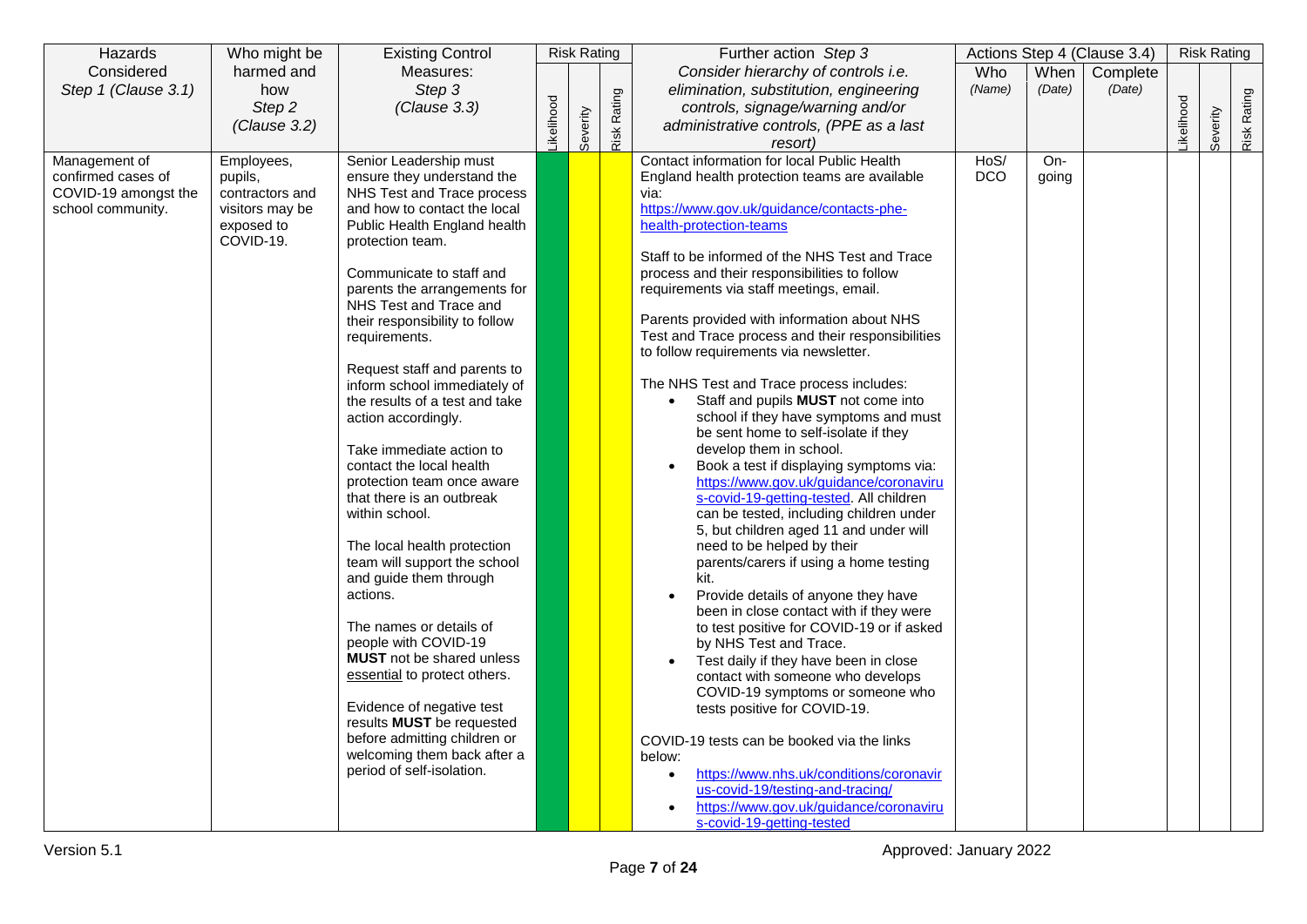| Hazards Considered *Step 1 (Clause 3.1)* | Who might be harmed and how *Step 2 (Clause 3.2)* | Existing Control Measures: *Step 3 (Clause 3.3)* | Risk Rating | | | Further action *Step 3* *Consider hierarchy of controls i.e. elimination, substitution, engineering controls, signage/warning and/or administrative controls, (PPE as a last resort)* | Actions Step 4 (Clause 3.4) | | | Risk Rating | | |
|---|---|---|---|---|---|---|---|---|---|---|---|---|
| | | | Likelihood | Severity | Risk Rating | | Who *(Name)* | When *(Date)* | Complete *(Date)* | Likelihood | Severity | Risk Rating |
| Management of confirmed cases of COVID-19 amongst the school community. | Employees, pupils, contractors and visitors may be exposed to COVID-19. | Senior Leadership must ensure they understand the NHS Test and Trace process and how to contact the local Public Health England health protection team.<br><br>Communicate to staff and parents the arrangements for NHS Test and Trace and their responsibility to follow requirements.<br><br>Request staff and parents to inform school immediately of the results of a test and take action accordingly.<br><br>Take immediate action to contact the local health protection team once aware that there is an outbreak within school.<br><br>The local health protection team will support the school and guide them through actions.<br><br>The names or details of people with COVID-19 **MUST** not be shared unless essential to protect others.<br><br>Evidence of negative test results **MUST** be requested before admitting children or welcoming them back after a period of self-isolation. | | | | Contact information for local Public Health England health protection teams are available via:<br>https://www.gov.uk/guidance/contacts-phe-health-protection-teams<br><br>Staff to be informed of the NHS Test and Trace process and their responsibilities to follow requirements via staff meetings, email.<br><br>Parents provided with information about NHS Test and Trace process and their responsibilities to follow requirements via newsletter.<br><br>The NHS Test and Trace process includes:<br>• Staff and pupils **MUST** not come into school if they have symptoms and must be sent home to self-isolate if they develop them in school.<br>• Book a test if displaying symptoms via: https://www.gov.uk/guidance/coronavirus-covid-19-getting-tested. All children can be tested, including children under 5, but children aged 11 and under will need to be helped by their parents/carers if using a home testing kit.<br>• Provide details of anyone they have been in close contact with if they were to test positive for COVID-19 or if asked by NHS Test and Trace.<br>• Test daily if they have been in close contact with someone who develops COVID-19 symptoms or someone who tests positive for COVID-19.<br><br>COVID-19 tests can be booked via the links below:<br>• https://www.nhs.uk/conditions/coronavirus-covid-19/testing-and-tracing/<br>• https://www.gov.uk/guidance/coronavirus-covid-19-getting-tested | HoS/ DCO | On-going | | | | |

Version 5.1 Approved: January 2022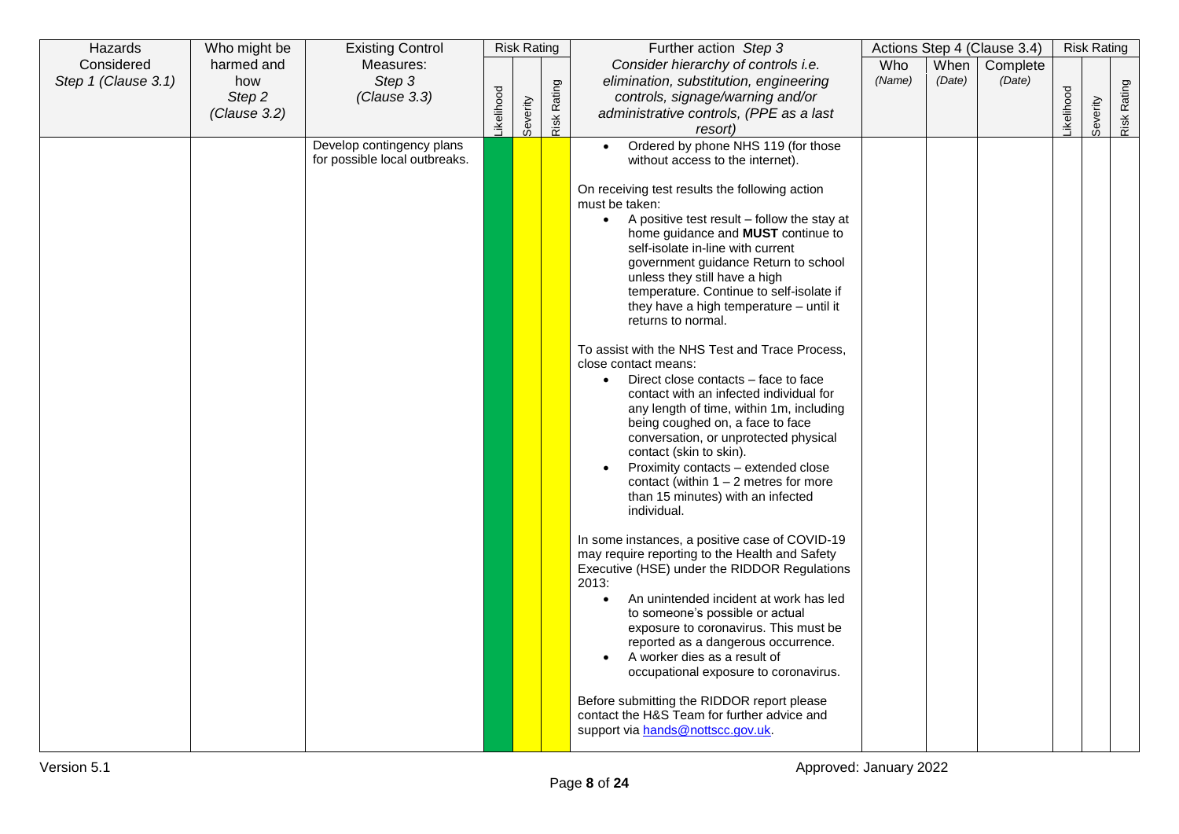| Hazards Considered *Step 1 (Clause 3.1)* | Who might be harmed and how *Step 2 (Clause 3.2)* | Existing Control Measures: *Step 3 (Clause 3.3)* | Risk Rating | | | Further action *Step 3* *Consider hierarchy of controls i.e. elimination, substitution, engineering controls, signage/warning and/or administrative controls, (PPE as a last resort)* | Actions Step 4 (Clause 3.4) | | | Risk Rating | | |
|---|---|---|---|---|---|---|---|---|---|---|---|---|
| | | | Likelihood | Severity | Risk Rating | | Who *(Name)* | When *(Date)* | Complete *(Date)* | Likelihood | Severity | Risk Rating |
| | | Develop contingency plans for possible local outbreaks. | | | | • Ordered by phone NHS 119 (for those without access to the internet).<br><br>On receiving test results the following action must be taken:<br>• A positive test result – follow the stay at home guidance and **MUST** continue to self-isolate in-line with current government guidance Return to school unless they still have a high temperature. Continue to self-isolate if they have a high temperature – until it returns to normal.<br><br>To assist with the NHS Test and Trace Process, close contact means:<br>• Direct close contacts – face to face contact with an infected individual for any length of time, within 1m, including being coughed on, a face to face conversation, or unprotected physical contact (skin to skin).<br>• Proximity contacts – extended close contact (within 1 – 2 metres for more than 15 minutes) with an infected individual.<br><br>In some instances, a positive case of COVID-19 may require reporting to the Health and Safety Executive (HSE) under the RIDDOR Regulations 2013:<br>• An unintended incident at work has led to someone's possible or actual exposure to coronavirus. This must be reported as a dangerous occurrence.<br>• A worker dies as a result of occupational exposure to coronavirus.<br><br>Before submitting the RIDDOR report please contact the H&S Team for further advice and support via hands@nottscc.gov.uk. | | | | | | |

Version 5.1

Approved: January 2022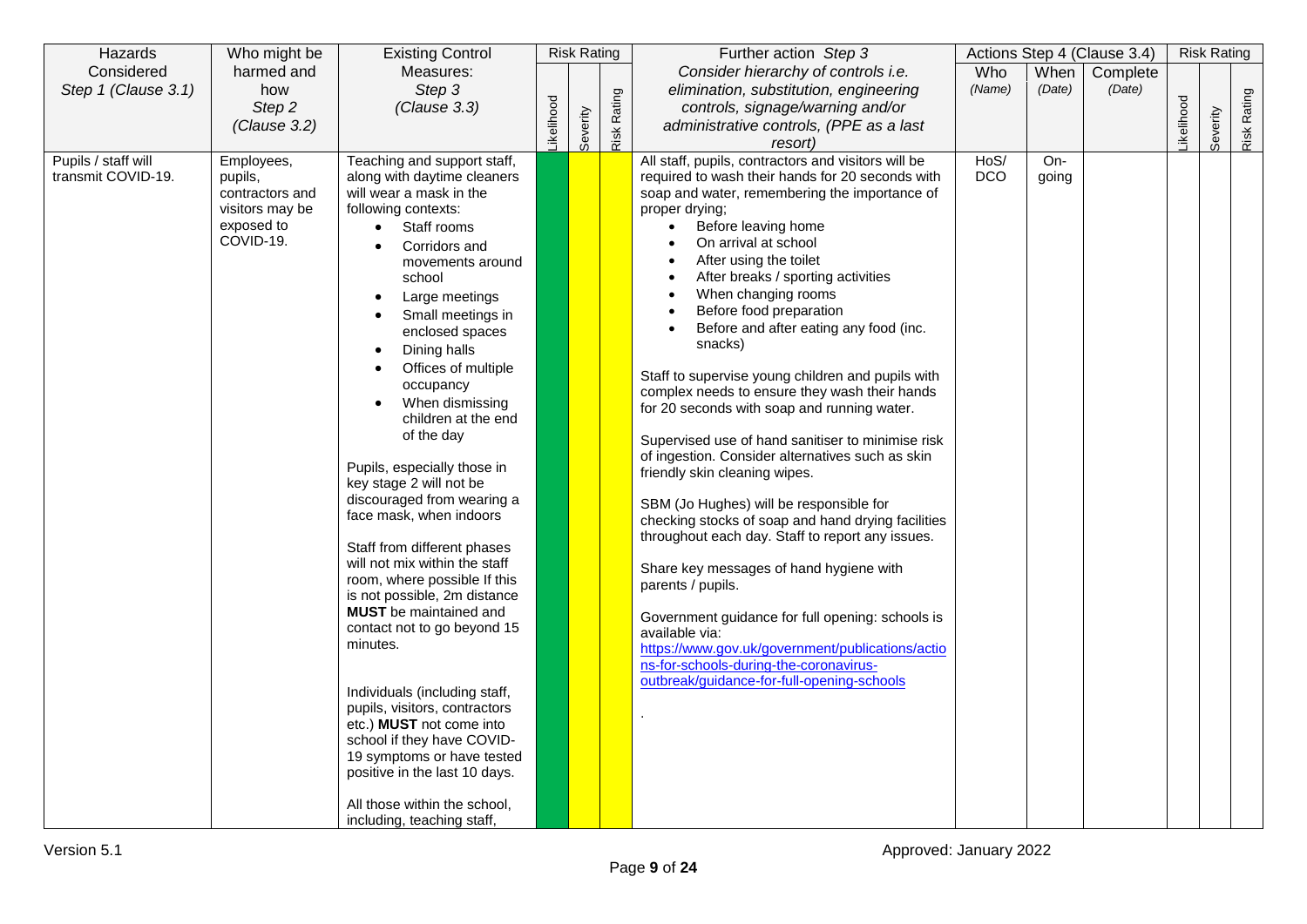| Hazards Considered *Step 1 (Clause 3.1)* | Who might be harmed and how *Step 2 (Clause 3.2)* | Existing Control Measures: *Step 3 (Clause 3.3)* | Risk Rating | | | Further action *Step 3* *Consider hierarchy of controls i.e. elimination, substitution, engineering controls, signage/warning and/or administrative controls, (PPE as a last resort)* | Actions Step 4 (Clause 3.4) | | | Risk Rating | | |
|---|---|---|---|---|---|---|---|---|---|---|---|---|
| | | | Likelihood | Severity | Risk Rating | | Who *(Name)* | When *(Date)* | Complete *(Date)* | Likelihood | Severity | Risk Rating |
| Pupils / staff will transmit COVID-19. | Employees, pupils, contractors and visitors may be exposed to COVID-19. | Teaching and support staff, along with daytime cleaners will wear a mask in the following contexts:<br>• Staff rooms<br>• Corridors and movements around school<br>• Large meetings<br>• Small meetings in enclosed spaces<br>• Dining halls<br>• Offices of multiple occupancy<br>• When dismissing children at the end of the day<br><br>Pupils, especially those in key stage 2 will not be discouraged from wearing a face mask, when indoors<br><br>Staff from different phases will not mix within the staff room, where possible If this is not possible, 2m distance **MUST** be maintained and contact not to go beyond 15 minutes.<br><br>Individuals (including staff, pupils, visitors, contractors etc.) **MUST** not come into school if they have COVID-19 symptoms or have tested positive in the last 10 days.<br><br>All those within the school, including, teaching staff, | | | | All staff, pupils, contractors and visitors will be required to wash their hands for 20 seconds with soap and water, remembering the importance of proper drying;<br>• Before leaving home<br>• On arrival at school<br>• After using the toilet<br>• After breaks / sporting activities<br>• When changing rooms<br>• Before food preparation<br>• Before and after eating any food (inc. snacks)<br><br>Staff to supervise young children and pupils with complex needs to ensure they wash their hands for 20 seconds with soap and running water.<br><br>Supervised use of hand sanitiser to minimise risk of ingestion. Consider alternatives such as skin friendly skin cleaning wipes.<br><br>SBM (Jo Hughes) will be responsible for checking stocks of soap and hand drying facilities throughout each day. Staff to report any issues.<br><br>Share key messages of hand hygiene with parents / pupils.<br><br>Government guidance for full opening: schools is available via:<br>https://www.gov.uk/government/publications/actions-for-schools-during-the-coronavirus-outbreak/guidance-for-full-opening-schools<br><br>. | HoS/ DCO | On-going | | | | |

Version 5.1

Approved: January 2022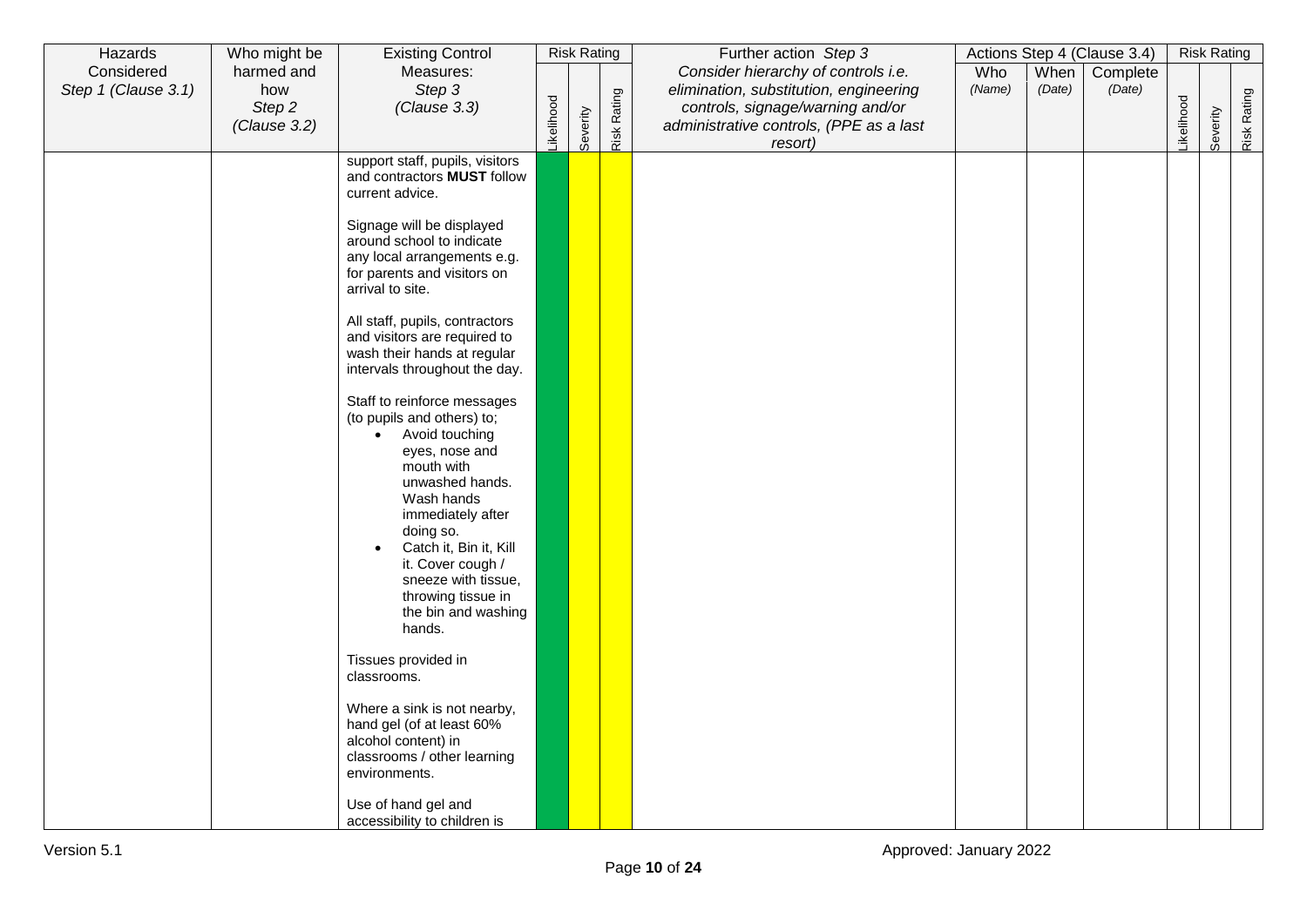| Hazards Considered *Step 1 (Clause 3.1)* | Who might be harmed and how *Step 2 (Clause 3.2)* | Existing Control Measures: *Step 3 (Clause 3.3)* | Risk Rating | | | Further action *Step 3* *Consider hierarchy of controls i.e. elimination, substitution, engineering controls, signage/warning and/or administrative controls, (PPE as a last resort)* | Actions Step 4 (Clause 3.4) | | | Risk Rating | | |
|---|---|---|---|---|---|---|---|---|---|---|---|---|
| | | | Likelihood | Severity | Risk Rating | | Who *(Name)* | When *(Date)* | Complete *(Date)* | Likelihood | Severity | Risk Rating |
| | | support staff, pupils, visitors and contractors **MUST** follow current advice.<br><br>Signage will be displayed around school to indicate any local arrangements e.g. for parents and visitors on arrival to site.<br><br>All staff, pupils, contractors and visitors are required to wash their hands at regular intervals throughout the day.<br><br>Staff to reinforce messages (to pupils and others) to;<br>• Avoid touching eyes, nose and mouth with unwashed hands. Wash hands immediately after doing so.<br>• Catch it, Bin it, Kill it. Cover cough / sneeze with tissue, throwing tissue in the bin and washing hands.<br><br>Tissues provided in classrooms.<br><br>Where a sink is not nearby, hand gel (of at least 60% alcohol content) in classrooms / other learning environments.<br><br>Use of hand gel and accessibility to children is | | | | | | | | | | |

Version 5.1 Approved: January 2022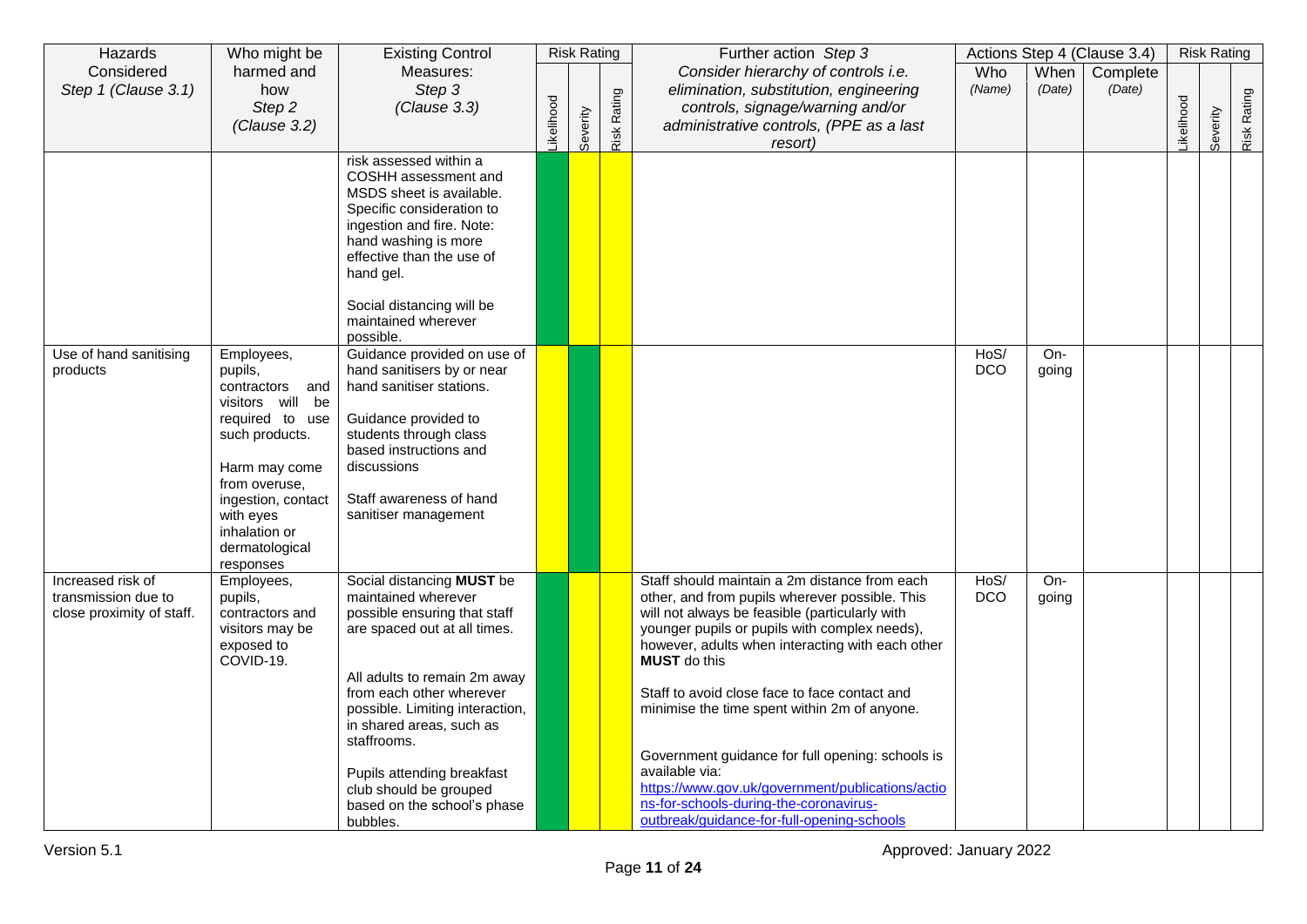| Hazards Considered *Step 1 (Clause 3.1)* | Who might be harmed and how *Step 2 (Clause 3.2)* | Existing Control Measures: *Step 3 (Clause 3.3)* | Risk Rating | | | Further action *Step 3* *Consider hierarchy of controls i.e. elimination, substitution, engineering controls, signage/warning and/or administrative controls, (PPE as a last resort)* | Actions Step 4 (Clause 3.4) | | | Risk Rating | | |
|---|---|---|---|---|---|---|---|---|---|---|---|---|
| | | | Likelihood | Severity | Risk Rating | | Who *(Name)* | When *(Date)* | Complete *(Date)* | Likelihood | Severity | Risk Rating |
| | | risk assessed within a COSHH assessment and MSDS sheet is available. Specific consideration to ingestion and fire. Note: hand washing is more effective than the use of hand gel.<br><br>Social distancing will be maintained wherever possible. | | | | | | | | | | |
| Use of hand sanitising products | Employees, pupils, contractors and visitors will be required to use such products.<br><br>Harm may come from overuse, ingestion, contact with eyes inhalation or dermatological responses | Guidance provided on use of hand sanitisers by or near hand sanitiser stations.<br><br>Guidance provided to students through class based instructions and discussions<br><br>Staff awareness of hand sanitiser management | | | | | HoS/ DCO | On-going | | | | |
| Increased risk of transmission due to close proximity of staff. | Employees, pupils, contractors and visitors may be exposed to COVID-19. | Social distancing **MUST** be maintained wherever possible ensuring that staff are spaced out at all times.<br><br>All adults to remain 2m away from each other wherever possible. Limiting interaction, in shared areas, such as staffrooms.<br><br>Pupils attending breakfast club should be grouped based on the school's phase bubbles. | | | | Staff should maintain a 2m distance from each other, and from pupils wherever possible. This will not always be feasible (particularly with younger pupils or pupils with complex needs), however, adults when interacting with each other **MUST** do this<br><br>Staff to avoid close face to face contact and minimise the time spent within 2m of anyone.<br><br>Government guidance for full opening: schools is available via: [https://www.gov.uk/government/publications/actions-for-schools-during-the-coronavirus-outbreak/guidance-for-full-opening-schools](https://www.gov.uk/government/publications/actions-for-schools-during-the-coronavirus-outbreak/guidance-for-full-opening-schools) | HoS/ DCO | On-going | | | | |

Version 5.1 Approved: January 2022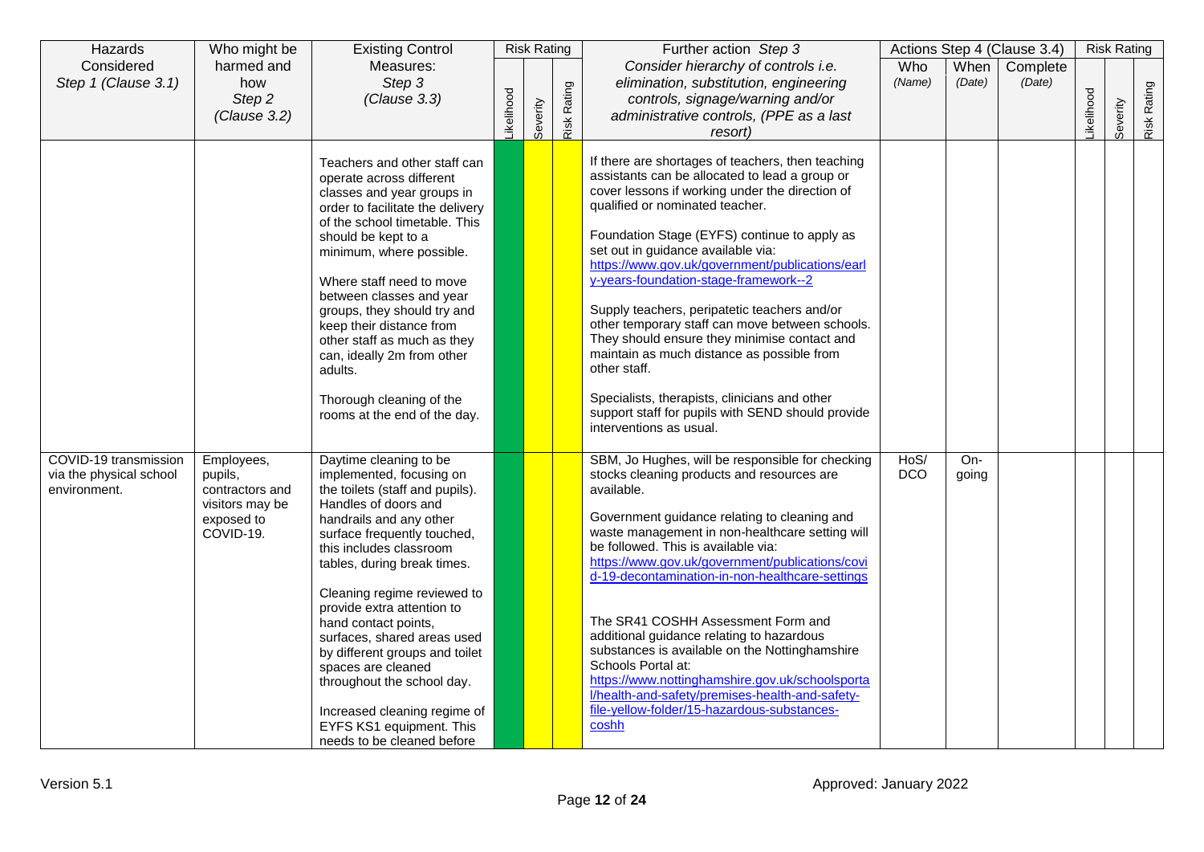| Hazards Considered *Step 1 (Clause 3.1)* | Who might be harmed and how *Step 2 (Clause 3.2)* | Existing Control Measures: *Step 3 (Clause 3.3)* | Risk Rating | | | Further action *Step 3* *Consider hierarchy of controls i.e. elimination, substitution, engineering controls, signage/warning and/or administrative controls, (PPE as a last resort)* | Actions Step 4 (Clause 3.4) | | | Risk Rating | | |
|---|---|---|---|---|---|---|---|---|---|---|---|---|
| | | | Likelihood | Severity | Risk Rating | | Who *(Name)* | When *(Date)* | Complete *(Date)* | Likelihood | Severity | Risk Rating |
| | | Teachers and other staff can operate across different classes and year groups in order to facilitate the delivery of the school timetable. This should be kept to a minimum, where possible.<br><br>Where staff need to move between classes and year groups, they should try and keep their distance from other staff as much as they can, ideally 2m from other adults.<br><br>Thorough cleaning of the rooms at the end of the day. | | | | If there are shortages of teachers, then teaching assistants can be allocated to lead a group or cover lessons if working under the direction of qualified or nominated teacher.<br><br>Foundation Stage (EYFS) continue to apply as set out in guidance available via: https://www.gov.uk/government/publications/early-years-foundation-stage-framework--2<br><br>Supply teachers, peripatetic teachers and/or other temporary staff can move between schools. They should ensure they minimise contact and maintain as much distance as possible from other staff.<br><br>Specialists, therapists, clinicians and other support staff for pupils with SEND should provide interventions as usual. | | | | | | |
| COVID-19 transmission via the physical school environment. | Employees, pupils, contractors and visitors may be exposed to COVID-19. | Daytime cleaning to be implemented, focusing on the toilets (staff and pupils). Handles of doors and handrails and any other surface frequently touched, this includes classroom tables, during break times.<br><br>Cleaning regime reviewed to provide extra attention to hand contact points, surfaces, shared areas used by different groups and toilet spaces are cleaned throughout the school day.<br><br>Increased cleaning regime of EYFS KS1 equipment. This needs to be cleaned before | | | | SBM, Jo Hughes, will be responsible for checking stocks cleaning products and resources are available.<br><br>Government guidance relating to cleaning and waste management in non-healthcare setting will be followed. This is available via: https://www.gov.uk/government/publications/covid-19-decontamination-in-non-healthcare-settings<br><br>The SR41 COSHH Assessment Form and additional guidance relating to hazardous substances is available on the Nottinghamshire Schools Portal at: https://www.nottinghamshire.gov.uk/schoolsportal/health-and-safety/premises-health-and-safety-file-yellow-folder/15-hazardous-substances-coshh | HoS/ DCO | On-going | | | | |

Version 5.1 Approved: January 2022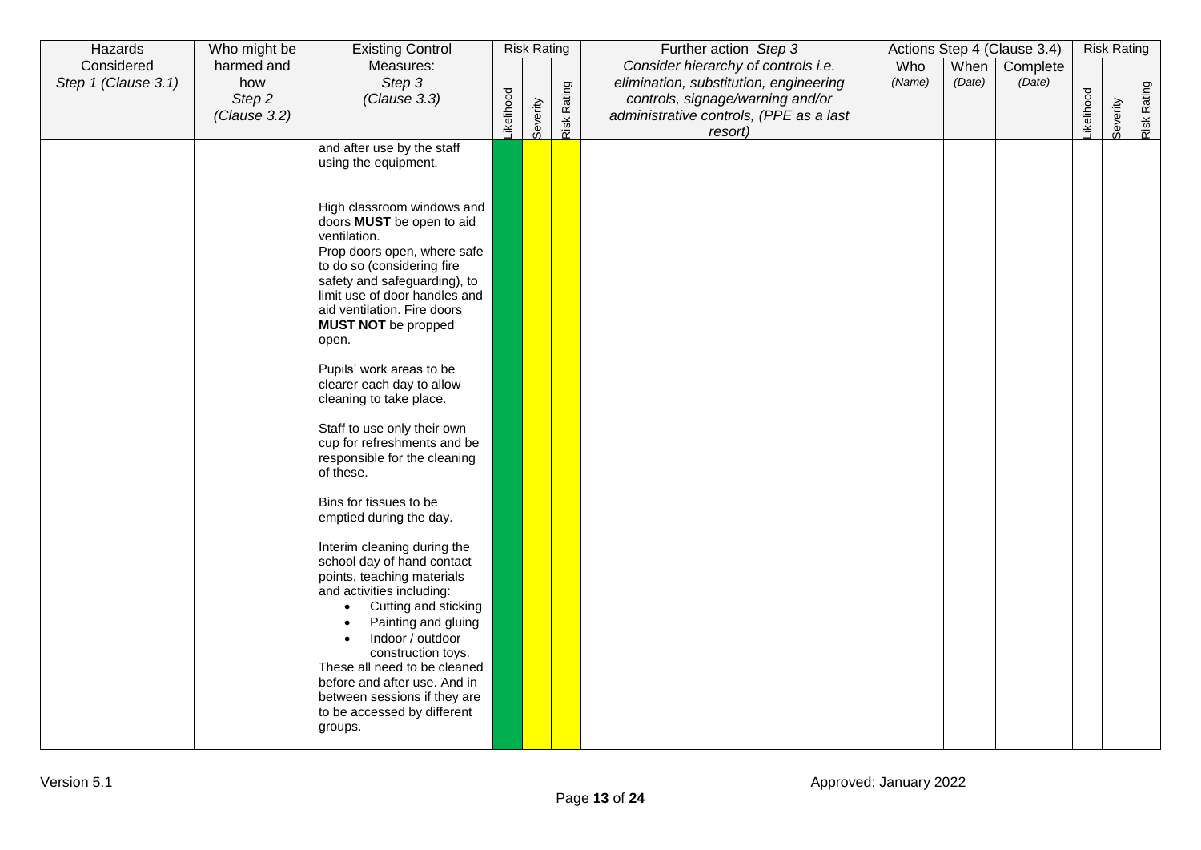| Hazards Considered *Step 1 (Clause 3.1)* | Who might be harmed and how *Step 2 (Clause 3.2)* | Existing Control Measures: *Step 3 (Clause 3.3)* | Risk Rating | | | Further action *Step 3* *Consider hierarchy of controls i.e. elimination, substitution, engineering controls, signage/warning and/or administrative controls, (PPE as a last resort)* | Actions Step 4 (Clause 3.4) | | | Risk Rating | | |
|---|---|---|---|---|---|---|---|---|---|---|---|---|
| | | | Likelihood | Severity | Risk Rating | | Who *(Name)* | When *(Date)* | Complete *(Date)* | Likelihood | Severity | Risk Rating |
| | | and after use by the staff using the equipment.<br><br>High classroom windows and doors **MUST** be open to aid ventilation.<br>Prop doors open, where safe to do so (considering fire safety and safeguarding), to limit use of door handles and aid ventilation. Fire doors **MUST NOT** be propped open.<br><br>Pupils' work areas to be clearer each day to allow cleaning to take place.<br><br>Staff to use only their own cup for refreshments and be responsible for the cleaning of these.<br><br>Bins for tissues to be emptied during the day.<br><br>Interim cleaning during the school day of hand contact points, teaching materials and activities including:<br>• Cutting and sticking<br>• Painting and gluing<br>• Indoor / outdoor construction toys.<br>These all need to be cleaned before and after use. And in between sessions if they are to be accessed by different groups. | | | | | | | | | | |

Version 5.1

Approved: January 2022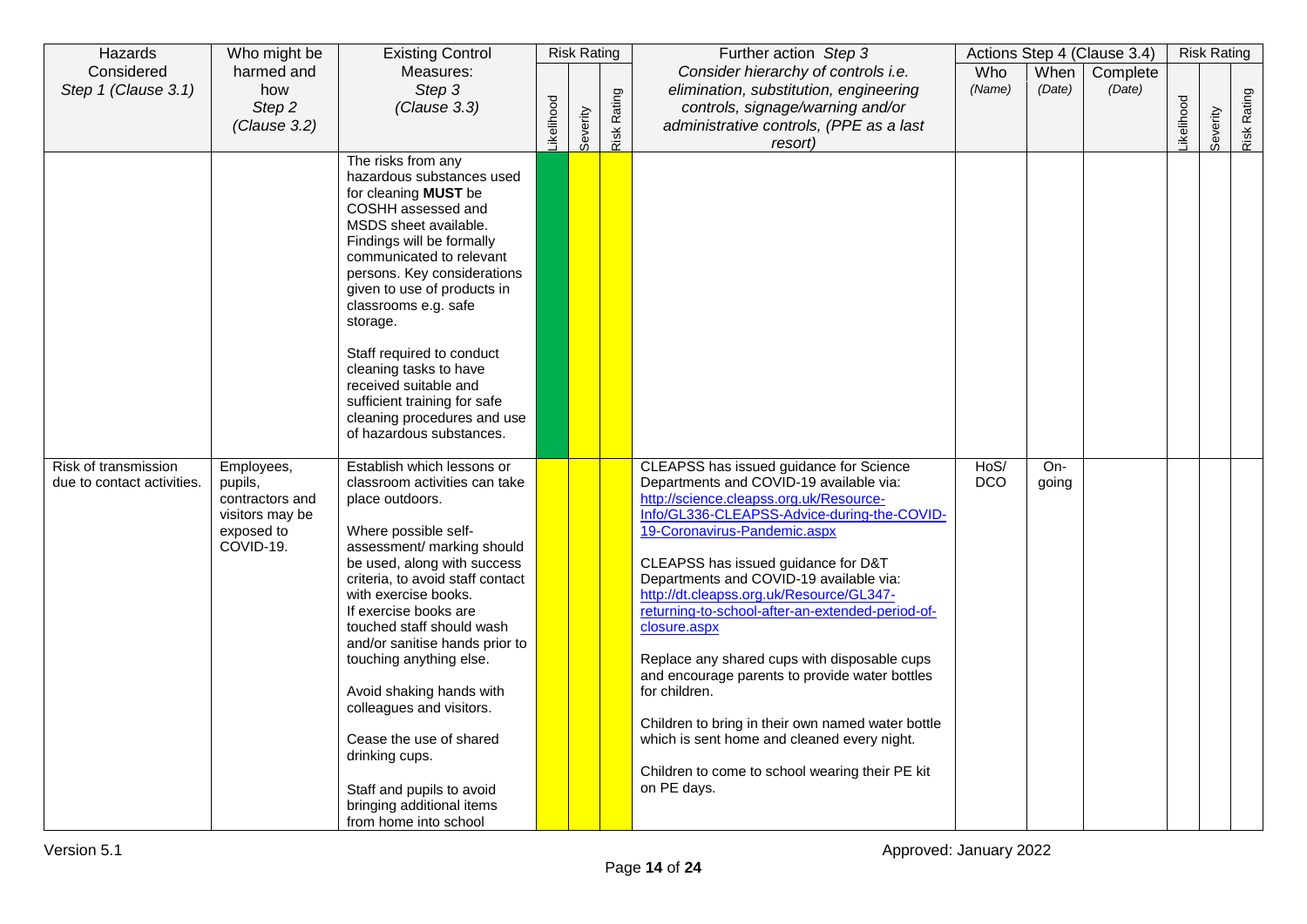| Hazards Considered *Step 1 (Clause 3.1)* | Who might be harmed and how *Step 2 (Clause 3.2)* | Existing Control Measures: *Step 3 (Clause 3.3)* | Risk Rating | | | Further action *Step 3* *Consider hierarchy of controls i.e. elimination, substitution, engineering controls, signage/warning and/or administrative controls, (PPE as a last resort)* | Actions Step 4 (Clause 3.4) | | | Risk Rating | | |
|---|---|---|---|---|---|---|---|---|---|---|---|---|
| | | | Likelihood | Severity | Risk Rating | | Who *(Name)* | When *(Date)* | Complete *(Date)* | Likelihood | Severity | Risk Rating |
| | | The risks from any hazardous substances used for cleaning **MUST** be COSHH assessed and MSDS sheet available. Findings will be formally communicated to relevant persons. Key considerations given to use of products in classrooms e.g. safe storage.<br><br>Staff required to conduct cleaning tasks to have received suitable and sufficient training for safe cleaning procedures and use of hazardous substances. | | | | | | | | | | |
| Risk of transmission due to contact activities. | Employees, pupils, contractors and visitors may be exposed to COVID-19. | Establish which lessons or classroom activities can take place outdoors.<br><br>Where possible self-assessment/ marking should be used, along with success criteria, to avoid staff contact with exercise books.<br>If exercise books are touched staff should wash and/or sanitise hands prior to touching anything else.<br><br>Avoid shaking hands with colleagues and visitors.<br><br>Cease the use of shared drinking cups.<br><br>Staff and pupils to avoid bringing additional items from home into school | | | | CLEAPSS has issued guidance for Science Departments and COVID-19 available via: http://science.cleapss.org.uk/Resource-Info/GL336-CLEAPSS-Advice-during-the-COVID-19-Coronavirus-Pandemic.aspx<br><br>CLEAPSS has issued guidance for D&T Departments and COVID-19 available via: http://dt.cleapss.org.uk/Resource/GL347-returning-to-school-after-an-extended-period-of-closure.aspx<br><br>Replace any shared cups with disposable cups and encourage parents to provide water bottles for children.<br><br>Children to bring in their own named water bottle which is sent home and cleaned every night.<br><br>Children to come to school wearing their PE kit on PE days. | HoS/ DCO | On-going | | | | |

Version 5.1

Approved: January 2022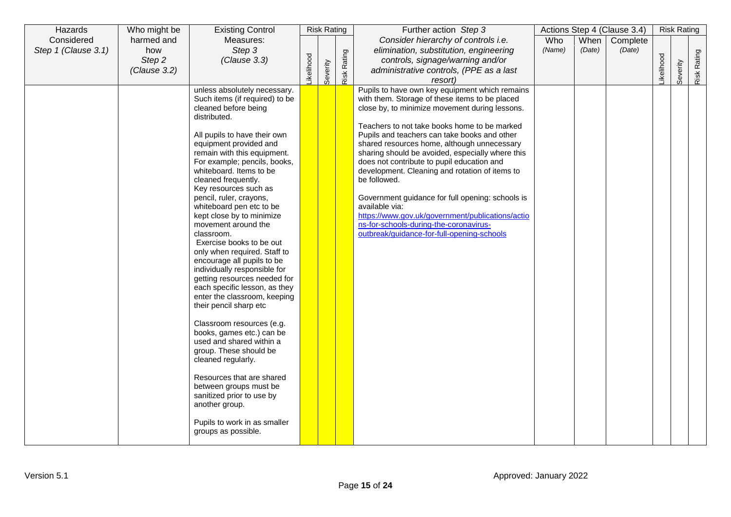| Hazards Considered *Step 1 (Clause 3.1)* | Who might be harmed and how *Step 2 (Clause 3.2)* | Existing Control Measures: *Step 3 (Clause 3.3)* | Risk Rating | | | Further action *Step 3* *Consider hierarchy of controls i.e. elimination, substitution, engineering controls, signage/warning and/or administrative controls, (PPE as a last resort)* | Actions Step 4 (Clause 3.4) | | | Risk Rating | | |
|---|---|---|---|---|---|---|---|---|---|---|---|---|
| | | | Likelihood | Severity | Risk Rating | | Who *(Name)* | When *(Date)* | Complete *(Date)* | Likelihood | Severity | Risk Rating |
| | | unless absolutely necessary. Such items (if required) to be cleaned before being distributed.<br><br>All pupils to have their own equipment provided and remain with this equipment. For example; pencils, books, whiteboard. Items to be cleaned frequently.<br>Key resources such as pencil, ruler, crayons, whiteboard pen etc to be kept close by to minimize movement around the classroom.<br>Exercise books to be out only when required. Staff to encourage all pupils to be individually responsible for getting resources needed for each specific lesson, as they enter the classroom, keeping their pencil sharp etc<br><br>Classroom resources (e.g. books, games etc.) can be used and shared within a group. These should be cleaned regularly.<br><br>Resources that are shared between groups must be sanitized prior to use by another group.<br><br>Pupils to work in as smaller groups as possible. | | | | Pupils to have own key equipment which remains with them. Storage of these items to be placed close by, to minimize movement during lessons.<br><br>Teachers to not take books home to be marked<br>Pupils and teachers can take books and other shared resources home, although unnecessary sharing should be avoided, especially where this does not contribute to pupil education and development. Cleaning and rotation of items to be followed.<br><br>Government guidance for full opening: schools is available via:<br>https://www.gov.uk/government/publications/actions-for-schools-during-the-coronavirus-outbreak/guidance-for-full-opening-schools | | | | | | |

Version 5.1

Approved: January 2022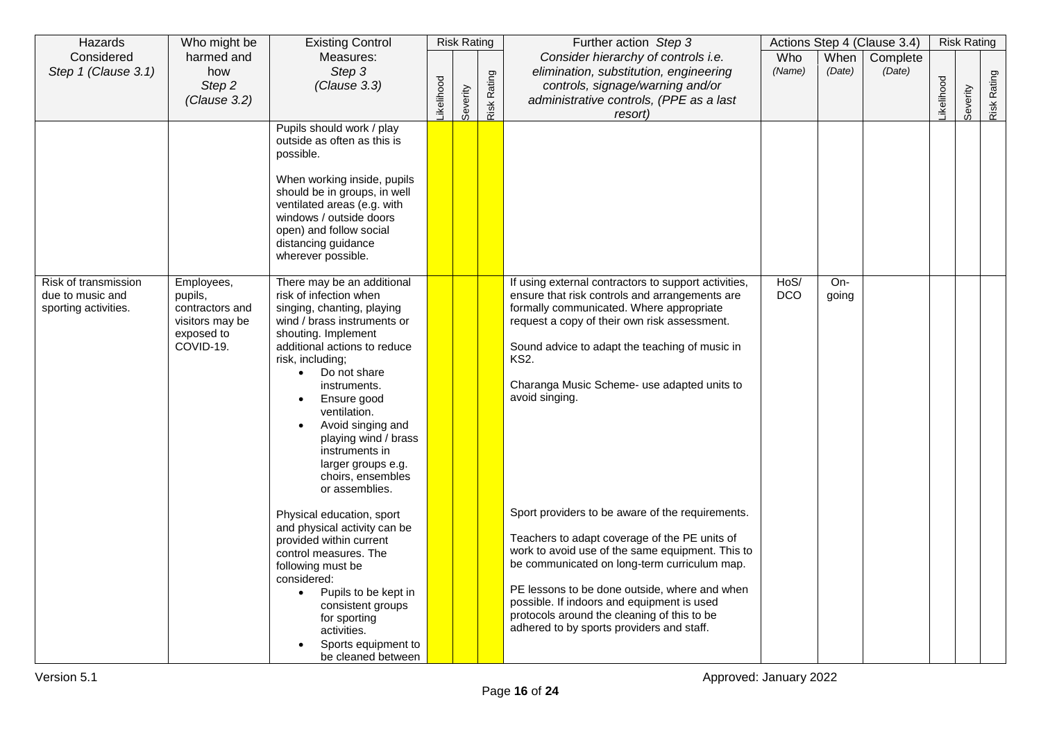| Hazards Considered *Step 1 (Clause 3.1)* | Who might be harmed and how *Step 2 (Clause 3.2)* | Existing Control Measures: *Step 3 (Clause 3.3)* | Risk Rating | | | Further action *Step 3* *Consider hierarchy of controls i.e. elimination, substitution, engineering controls, signage/warning and/or administrative controls, (PPE as a last resort)* | Actions Step 4 (Clause 3.4) | | | Risk Rating | | |
|---|---|---|---|---|---|---|---|---|---|---|---|---|
| | | | Likelihood | Severity | Risk Rating | | Who *(Name)* | When *(Date)* | Complete *(Date)* | Likelihood | Severity | Risk Rating |
| | | Pupils should work / play outside as often as this is possible.<br><br>When working inside, pupils should be in groups, in well ventilated areas (e.g. with windows / outside doors open) and follow social distancing guidance wherever possible. | | | | | | | | | | |
| Risk of transmission due to music and sporting activities. | Employees, pupils, contractors and visitors may be exposed to COVID-19. | There may be an additional risk of infection when singing, chanting, playing wind / brass instruments or shouting. Implement additional actions to reduce risk, including;<br>• Do not share instruments.<br>• Ensure good ventilation.<br>• Avoid singing and playing wind / brass instruments in larger groups e.g. choirs, ensembles or assemblies.<br><br>Physical education, sport and physical activity can be provided within current control measures. The following must be considered:<br>• Pupils to be kept in consistent groups for sporting activities.<br>• Sports equipment to be cleaned between | | | | If using external contractors to support activities, ensure that risk controls and arrangements are formally communicated. Where appropriate request a copy of their own risk assessment.<br><br>Sound advice to adapt the teaching of music in KS2.<br><br>Charanga Music Scheme- use adapted units to avoid singing.<br><br>Sport providers to be aware of the requirements.<br><br>Teachers to adapt coverage of the PE units of work to avoid use of the same equipment. This to be communicated on long-term curriculum map.<br><br>PE lessons to be done outside, where and when possible. If indoors and equipment is used protocols around the cleaning of this to be adhered to by sports providers and staff. | HoS/ DCO | On-going | | | | |

Version 5.1 Approved: January 2022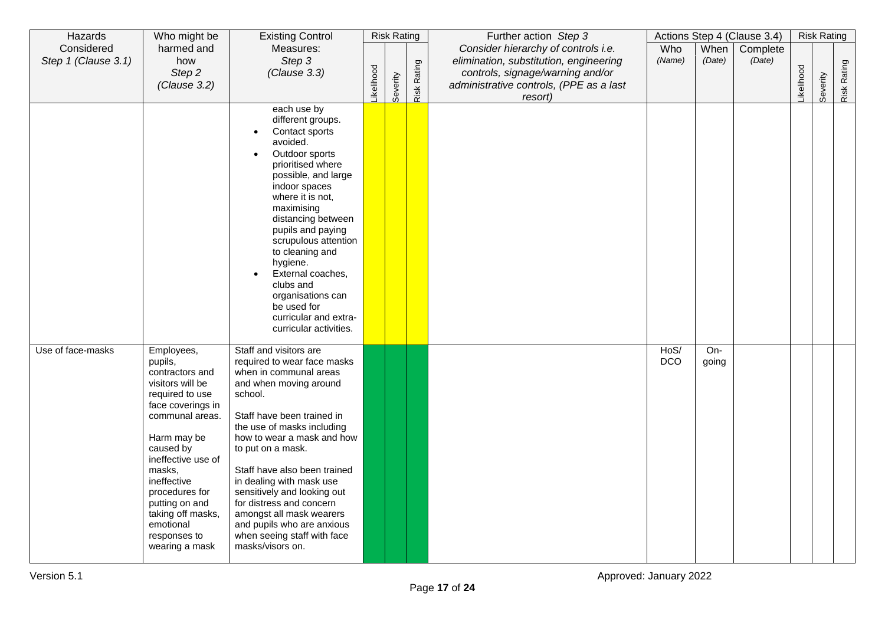| Hazards Considered *Step 1 (Clause 3.1)* | Who might be harmed and how *Step 2 (Clause 3.2)* | Existing Control Measures: *Step 3 (Clause 3.3)* | Risk Rating | | | Further action *Step 3* *Consider hierarchy of controls i.e. elimination, substitution, engineering controls, signage/warning and/or administrative controls, (PPE as a last resort)* | Actions Step 4 (Clause 3.4) | | | Risk Rating | | |
|---|---|---|---|---|---|---|---|---|---|---|---|---|
| | | | Likelihood | Severity | Risk Rating | | Who *(Name)* | When *(Date)* | Complete *(Date)* | Likelihood | Severity | Risk Rating |
| | | each use by different groups.<br>• Contact sports avoided.<br>• Outdoor sports prioritised where possible, and large indoor spaces where it is not, maximising distancing between pupils and paying scrupulous attention to cleaning and hygiene.<br>• External coaches, clubs and organisations can be used for curricular and extra-curricular activities. | | | | | | | | | | |
| Use of face-masks | Employees, pupils, contractors and visitors will be required to use face coverings in communal areas.<br><br>Harm may be caused by ineffective use of masks, ineffective procedures for putting on and taking off masks, emotional responses to wearing a mask | Staff and visitors are required to wear face masks when in communal areas and when moving around school.<br><br>Staff have been trained in the use of masks including how to wear a mask and how to put on a mask.<br><br>Staff have also been trained in dealing with mask use sensitively and looking out for distress and concern amongst all mask wearers and pupils who are anxious when seeing staff with face masks/visors on. | | | | | HoS/ DCO | On-going | | | | |

Version 5.1

Approved: January 2022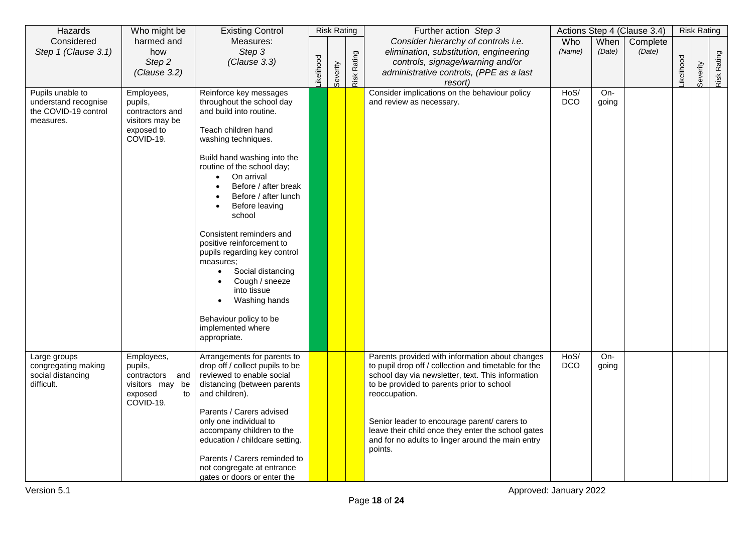| Hazards Considered *Step 1 (Clause 3.1)* | Who might be harmed and how *Step 2 (Clause 3.2)* | Existing Control Measures: *Step 3 (Clause 3.3)* | Risk Rating | | | Further action *Step 3* *Consider hierarchy of controls i.e. elimination, substitution, engineering controls, signage/warning and/or administrative controls, (PPE as a last resort)* | Actions Step 4 (Clause 3.4) | | | Risk Rating | | |
|---|---|---|---|---|---|---|---|---|---|---|---|---|
| | | | Likelihood | Severity | Risk Rating | | Who *(Name)* | When *(Date)* | Complete *(Date)* | Likelihood | Severity | Risk Rating |
| Pupils unable to understand recognise the COVID-19 control measures. | Employees, pupils, contractors and visitors may be exposed to COVID-19. | Reinforce key messages throughout the school day and build into routine.<br><br>Teach children hand washing techniques.<br><br>Build hand washing into the routine of the school day;<br>• On arrival<br>• Before / after break<br>• Before / after lunch<br>• Before leaving school<br><br>Consistent reminders and positive reinforcement to pupils regarding key control measures;<br>• Social distancing<br>• Cough / sneeze into tissue<br>• Washing hands<br><br>Behaviour policy to be implemented where appropriate. | | | | Consider implications on the behaviour policy and review as necessary. | HoS/ DCO | On-going | | | | |
| Large groups congregating making social distancing difficult. | Employees, pupils, contractors and visitors may be exposed to COVID-19. | Arrangements for parents to drop off / collect pupils to be reviewed to enable social distancing (between parents and children).<br><br>Parents / Carers advised only one individual to accompany children to the education / childcare setting.<br><br>Parents / Carers reminded to not congregate at entrance gates or doors or enter the | | | | Parents provided with information about changes to pupil drop off / collection and timetable for the school day via newsletter, text. This information to be provided to parents prior to school reoccupation.<br><br>Senior leader to encourage parent/ carers to leave their child once they enter the school gates and for no adults to linger around the main entry points. | HoS/ DCO | On-going | | | | |

Version 5.1

Approved: January 2022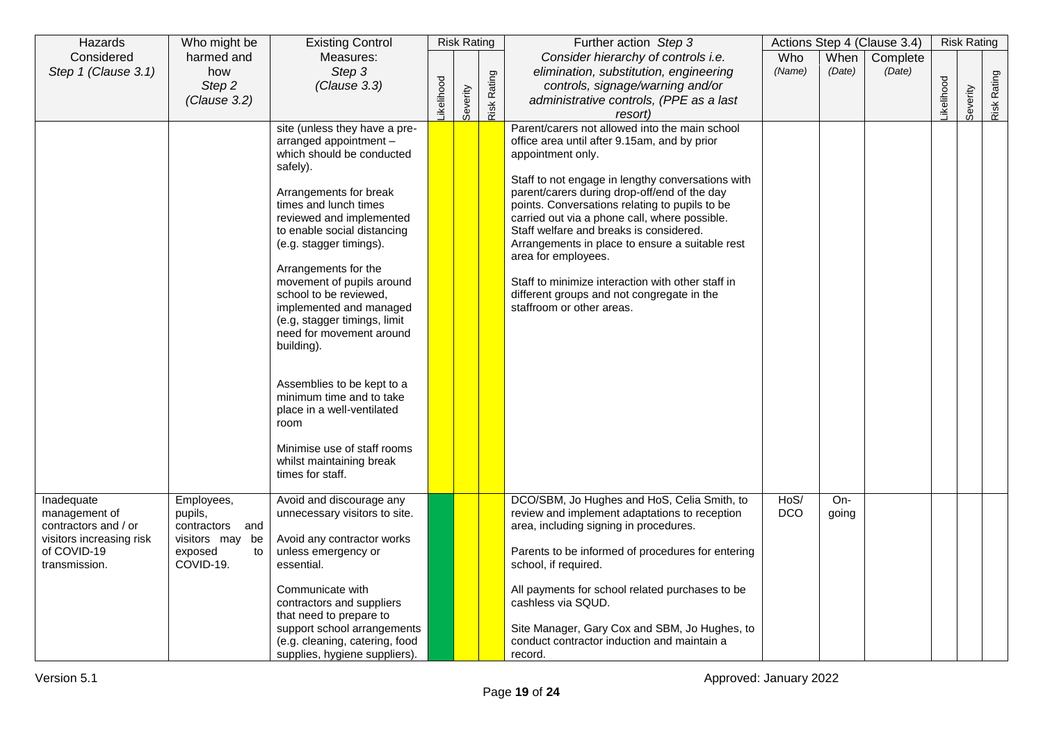| Hazards Considered *Step 1 (Clause 3.1)* | Who might be harmed and how *Step 2 (Clause 3.2)* | Existing Control Measures: *Step 3 (Clause 3.3)* | Risk Rating | | | Further action *Step 3* *Consider hierarchy of controls i.e. elimination, substitution, engineering controls, signage/warning and/or administrative controls, (PPE as a last resort)* | Actions Step 4 (Clause 3.4) | | | Risk Rating | | |
|---|---|---|---|---|---|---|---|---|---|---|---|---|
| | | | Likelihood | Severity | Risk Rating | | Who *(Name)* | When *(Date)* | Complete *(Date)* | Likelihood | Severity | Risk Rating |
| | | site (unless they have a pre-arranged appointment – which should be conducted safely).<br><br>Arrangements for break times and lunch times reviewed and implemented to enable social distancing (e.g. stagger timings).<br><br>Arrangements for the movement of pupils around school to be reviewed, implemented and managed (e.g, stagger timings, limit need for movement around building).<br><br>Assemblies to be kept to a minimum time and to take place in a well-ventilated room<br><br>Minimise use of staff rooms whilst maintaining break times for staff. | | | | Parent/carers not allowed into the main school office area until after 9.15am, and by prior appointment only.<br><br>Staff to not engage in lengthy conversations with parent/carers during drop-off/end of the day points. Conversations relating to pupils to be carried out via a phone call, where possible. Staff welfare and breaks is considered. Arrangements in place to ensure a suitable rest area for employees.<br><br>Staff to minimize interaction with other staff in different groups and not congregate in the staffroom or other areas. | | | | | | |
| Inadequate management of contractors and / or visitors increasing risk of COVID-19 transmission. | Employees, pupils, contractors and visitors may be exposed to COVID-19. | Avoid and discourage any unnecessary visitors to site.<br><br>Avoid any contractor works unless emergency or essential.<br><br>Communicate with contractors and suppliers that need to prepare to support school arrangements (e.g. cleaning, catering, food supplies, hygiene suppliers). | | | | DCO/SBM, Jo Hughes and HoS, Celia Smith, to review and implement adaptations to reception area, including signing in procedures.<br><br>Parents to be informed of procedures for entering school, if required.<br><br>All payments for school related purchases to be cashless via SQUD.<br><br>Site Manager, Gary Cox and SBM, Jo Hughes, to conduct contractor induction and maintain a record. | HoS/ DCO | On-going | | | | |

Version 5.1 Approved: January 2022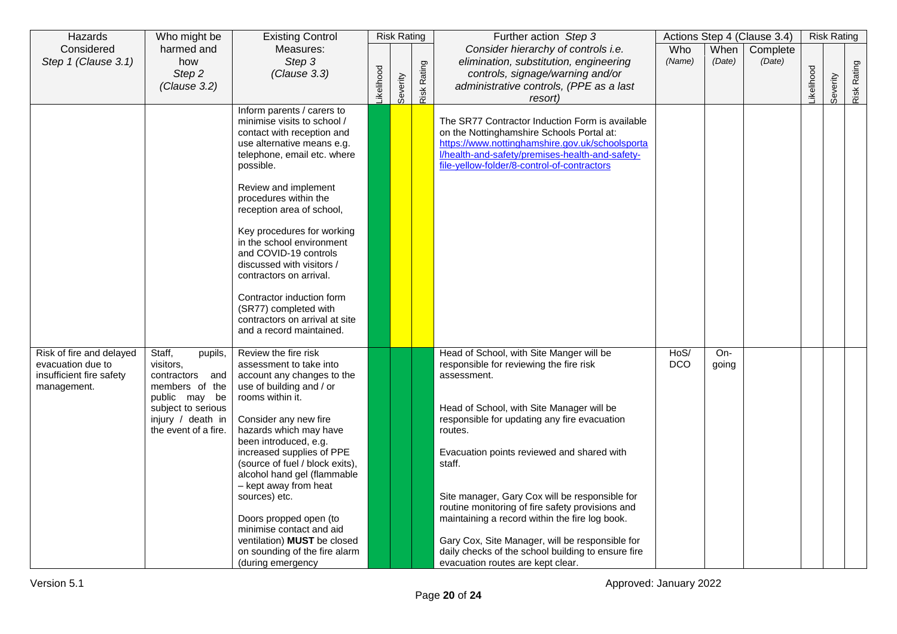| Hazards Considered *Step 1 (Clause 3.1)* | Who might be harmed and how *Step 2 (Clause 3.2)* | Existing Control Measures: *Step 3 (Clause 3.3)* | Risk Rating | | | Further action *Step 3* *Consider hierarchy of controls i.e. elimination, substitution, engineering controls, signage/warning and/or administrative controls, (PPE as a last resort)* | Actions Step 4 (Clause 3.4) | | | Risk Rating | | |
|---|---|---|---|---|---|---|---|---|---|---|---|---|
| | | | Likelihood | Severity | Risk Rating | | Who *(Name)* | When *(Date)* | Complete *(Date)* | Likelihood | Severity | Risk Rating |
| | | Inform parents / carers to minimise visits to school / contact with reception and use alternative means e.g. telephone, email etc. where possible.<br><br>Review and implement procedures within the reception area of school,<br><br>Key procedures for working in the school environment and COVID-19 controls discussed with visitors / contractors on arrival.<br><br>Contractor induction form (SR77) completed with contractors on arrival at site and a record maintained. | | | | The SR77 Contractor Induction Form is available on the Nottinghamshire Schools Portal at: https://www.nottinghamshire.gov.uk/schoolsportal/health-and-safety/premises-health-and-safety-file-yellow-folder/8-control-of-contractors | | | | | | |
| Risk of fire and delayed evacuation due to insufficient fire safety management. | Staff, pupils, visitors, contractors and members of the public may be subject to serious injury / death in the event of a fire. | Review the fire risk assessment to take into account any changes to the use of building and / or rooms within it.<br><br>Consider any new fire hazards which may have been introduced, e.g. increased supplies of PPE (source of fuel / block exits), alcohol hand gel (flammable – kept away from heat sources) etc.<br><br>Doors propped open (to minimise contact and aid ventilation) **MUST** be closed on sounding of the fire alarm (during emergency | | | | Head of School, with Site Manger will be responsible for reviewing the fire risk assessment.<br><br>Head of School, with Site Manager will be responsible for updating any fire evacuation routes.<br><br>Evacuation points reviewed and shared with staff.<br><br>Site manager, Gary Cox will be responsible for routine monitoring of fire safety provisions and maintaining a record within the fire log book.<br><br>Gary Cox, Site Manager, will be responsible for daily checks of the school building to ensure fire evacuation routes are kept clear. | HoS/ DCO | On-going | | | | |

Version 5.1 Approved: January 2022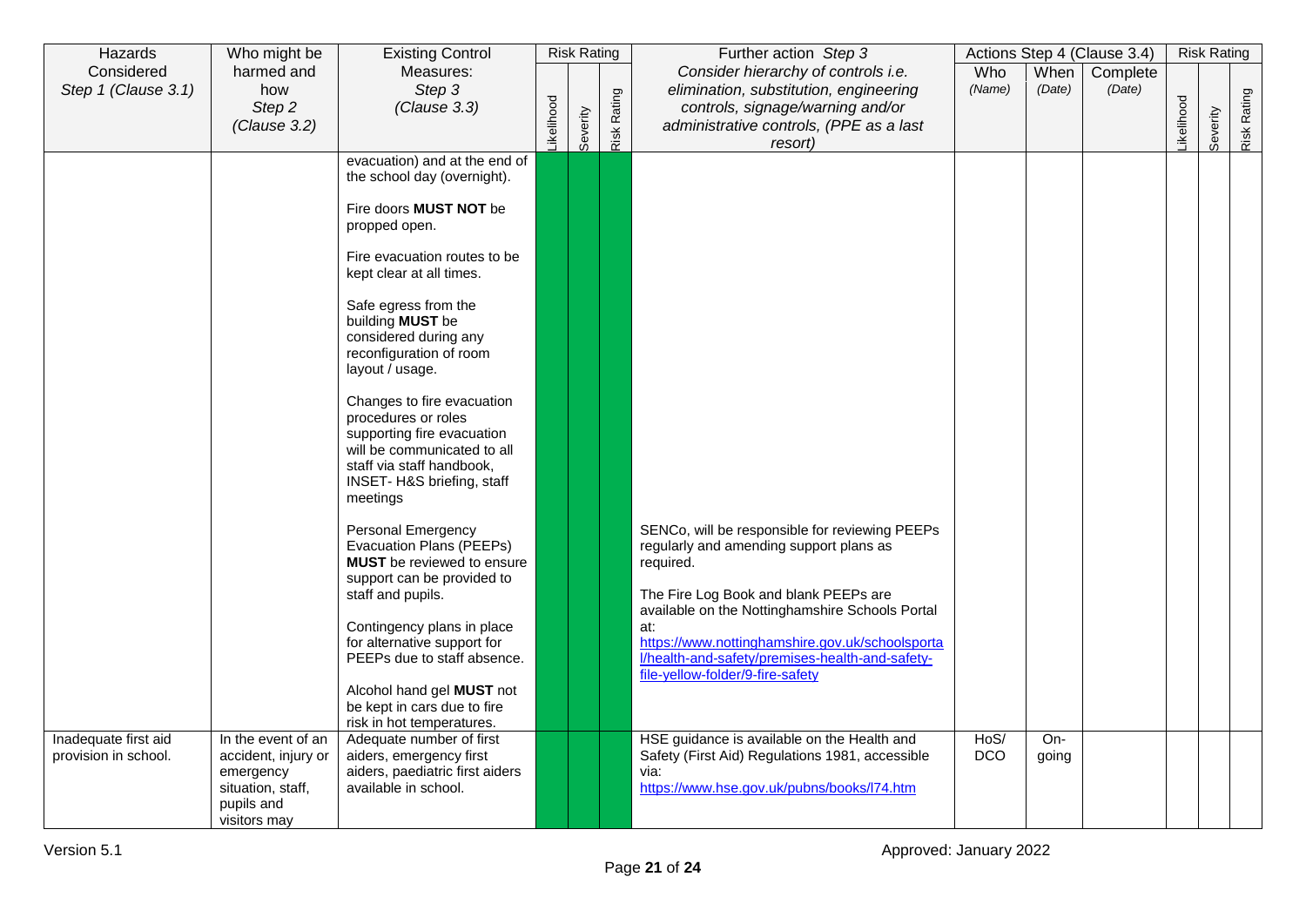| Hazards Considered Step 1 (Clause 3.1) | Who might be harmed and how Step 2 (Clause 3.2) | Existing Control Measures: Step 3 (Clause 3.3) | Risk Rating | | | Further action Step 3 Consider hierarchy of controls i.e. elimination, substitution, engineering controls, signage/warning and/or administrative controls, (PPE as a last resort) | Actions Step 4 (Clause 3.4) | | | Risk Rating | | |
|---|---|---|---|---|---|---|---|---|---|---|---|---|
| | | | Likelihood | Severity | Risk Rating | | Who (Name) | When (Date) | Complete (Date) | Likelihood | Severity | Risk Rating |
| | | evacuation) and at the end of the school day (overnight).<br><br>Fire doors **MUST NOT** be propped open.<br><br>Fire evacuation routes to be kept clear at all times.<br><br>Safe egress from the building **MUST** be considered during any reconfiguration of room layout / usage.<br><br>Changes to fire evacuation procedures or roles supporting fire evacuation will be communicated to all staff via staff handbook, INSET- H&S briefing, staff meetings<br><br>Personal Emergency Evacuation Plans (PEEPs) **MUST** be reviewed to ensure support can be provided to staff and pupils.<br><br>Contingency plans in place for alternative support for PEEPs due to staff absence.<br><br>Alcohol hand gel **MUST** not be kept in cars due to fire risk in hot temperatures. | | | | SENCo, will be responsible for reviewing PEEPs regularly and amending support plans as required.<br><br>The Fire Log Book and blank PEEPs are available on the Nottinghamshire Schools Portal at: https://www.nottinghamshire.gov.uk/schoolsportal/health-and-safety/premises-health-and-safety-file-yellow-folder/9-fire-safety | | | | | | |
| Inadequate first aid provision in school. | In the event of an accident, injury or emergency situation, staff, pupils and visitors may | Adequate number of first aiders, emergency first aiders, paediatric first aiders available in school. | | | | HSE guidance is available on the Health and Safety (First Aid) Regulations 1981, accessible via: https://www.hse.gov.uk/pubns/books/l74.htm | HoS/ DCO | On-going | | | | |

Version 5.1

Approved: January 2022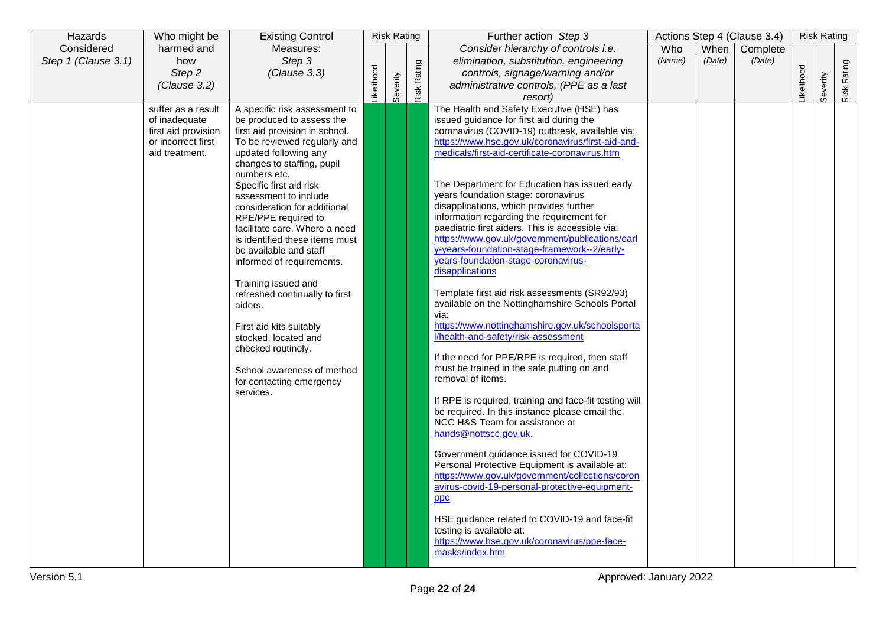| Hazards Considered *Step 1 (Clause 3.1)* | Who might be harmed and how *Step 2 (Clause 3.2)* | Existing Control Measures: *Step 3 (Clause 3.3)* | Risk Rating | | | Further action *Step 3* *Consider hierarchy of controls i.e. elimination, substitution, engineering controls, signage/warning and/or administrative controls, (PPE as a last resort)* | Actions Step 4 (Clause 3.4) | | | Risk Rating | | |
|---|---|---|---|---|---|---|---|---|---|---|---|---|
| | | | Likelihood | Severity | Risk Rating | | Who *(Name)* | When *(Date)* | Complete *(Date)* | Likelihood | Severity | Risk Rating |
| | suffer as a result of inadequate first aid provision or incorrect first aid treatment. | A specific risk assessment to be produced to assess the first aid provision in school. To be reviewed regularly and updated following any changes to staffing, pupil numbers etc.<br>Specific first aid risk assessment to include consideration for additional RPE/PPE required to facilitate care. Where a need is identified these items must be available and staff informed of requirements.<br><br>Training issued and refreshed continually to first aiders.<br><br>First aid kits suitably stocked, located and checked routinely.<br><br>School awareness of method for contacting emergency services. | | | | The Health and Safety Executive (HSE) has issued guidance for first aid during the coronavirus (COVID-19) outbreak, available via: https://www.hse.gov.uk/coronavirus/first-aid-and-medicals/first-aid-certificate-coronavirus.htm<br><br>The Department for Education has issued early years foundation stage: coronavirus disapplications, which provides further information regarding the requirement for paediatric first aiders. This is accessible via: https://www.gov.uk/government/publications/early-years-foundation-stage-framework--2/early-years-foundation-stage-coronavirus-disapplications<br><br>Template first aid risk assessments (SR92/93) available on the Nottinghamshire Schools Portal via: https://www.nottinghamshire.gov.uk/schoolsportal/health-and-safety/risk-assessment<br><br>If the need for PPE/RPE is required, then staff must be trained in the safe putting on and removal of items.<br><br>If RPE is required, training and face-fit testing will be required. In this instance please email the NCC H&S Team for assistance at hands@nottscc.gov.uk.<br><br>Government guidance issued for COVID-19 Personal Protective Equipment is available at: https://www.gov.uk/government/collections/coronavirus-covid-19-personal-protective-equipment-ppe<br><br>HSE guidance related to COVID-19 and face-fit testing is available at: https://www.hse.gov.uk/coronavirus/ppe-face-masks/index.htm | | | | | | |

Version 5.1 Approved: January 2022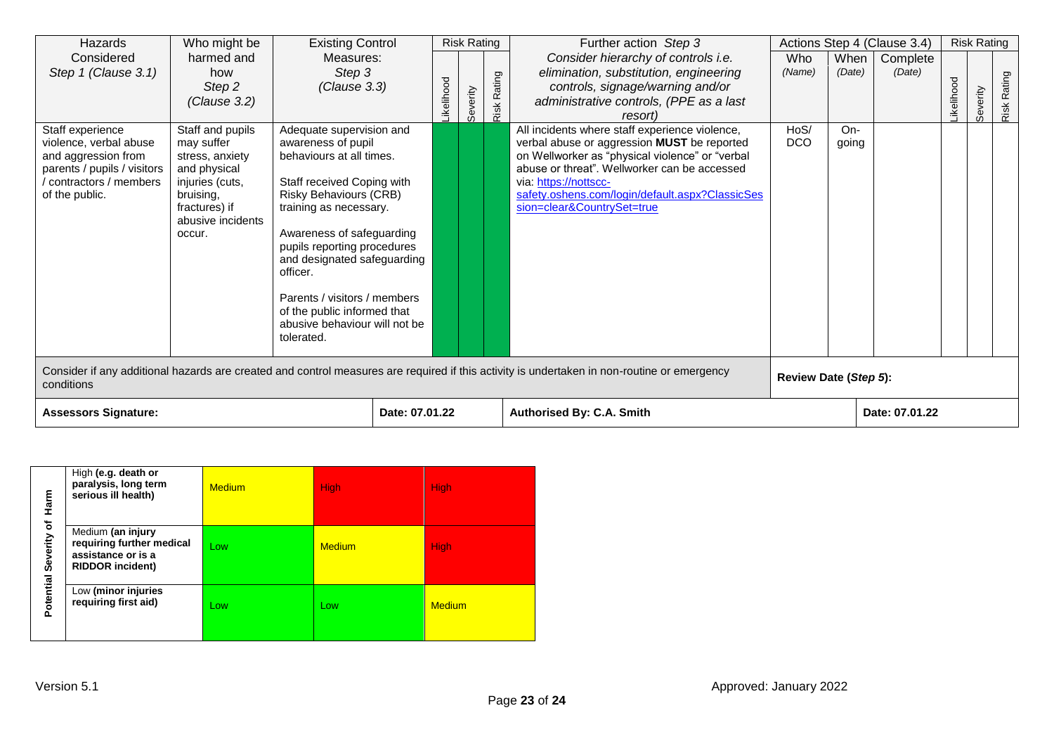| Hazards Considered *Step 1 (Clause 3.1)* | Who might be harmed and how *Step 2 (Clause 3.2)* | Existing Control Measures: *Step 3 (Clause 3.3)* | Risk Rating | | | Further action *Step 3* *Consider hierarchy of controls i.e. elimination, substitution, engineering controls, signage/warning and/or administrative controls, (PPE as a last resort)* | Actions Step 4 (Clause 3.4) | | | Risk Rating | | |
|---|---|---|---|---|---|---|---|---|---|---|---|---|
| | | | Likelihood | Severity | Risk Rating | | Who *(Name)* | When *(Date)* | Complete *(Date)* | Likelihood | Severity | Risk Rating |
| Staff experience violence, verbal abuse and aggression from parents / pupils / visitors / contractors / members of the public. | Staff and pupils may suffer stress, anxiety and physical injuries (cuts, bruising, fractures) if abusive incidents occur. | Adequate supervision and awareness of pupil behaviours at all times.<br><br>Staff received Coping with Risky Behaviours (CRB) training as necessary.<br><br>Awareness of safeguarding pupils reporting procedures and designated safeguarding officer.<br><br>Parents / visitors / members of the public informed that abusive behaviour will not be tolerated. | | | | All incidents where staff experience violence, verbal abuse or aggression **MUST** be reported on Wellworker as "physical violence" or "verbal abuse or threat". Wellworker can be accessed via: https://nottscc-safety.oshens.com/login/default.aspx?ClassicSession=clear&CountrySet=true | HoS/ DCO | On-going | | | | |

Consider if any additional hazards are created and control measures are required if this activity is undertaken in non-routine or emergency conditions

**Review Date (*Step 5*):**

**Assessors Signature:** | **Date: 07.01.22** | **Authorised By: C.A. Smith** | **Date: 07.01.22**

| Potential Severity of Harm | | | |
|---|---|---|---|
| High **(e.g. death or paralysis, long term serious ill health)** | Medium | High | High |
| Medium **(an injury requiring further medical assistance or is a RIDDOR incident)** | Low | Medium | High |
| Low **(minor injuries requiring first aid)** | Low | Low | Medium |

Version 5.1

Approved: January 2022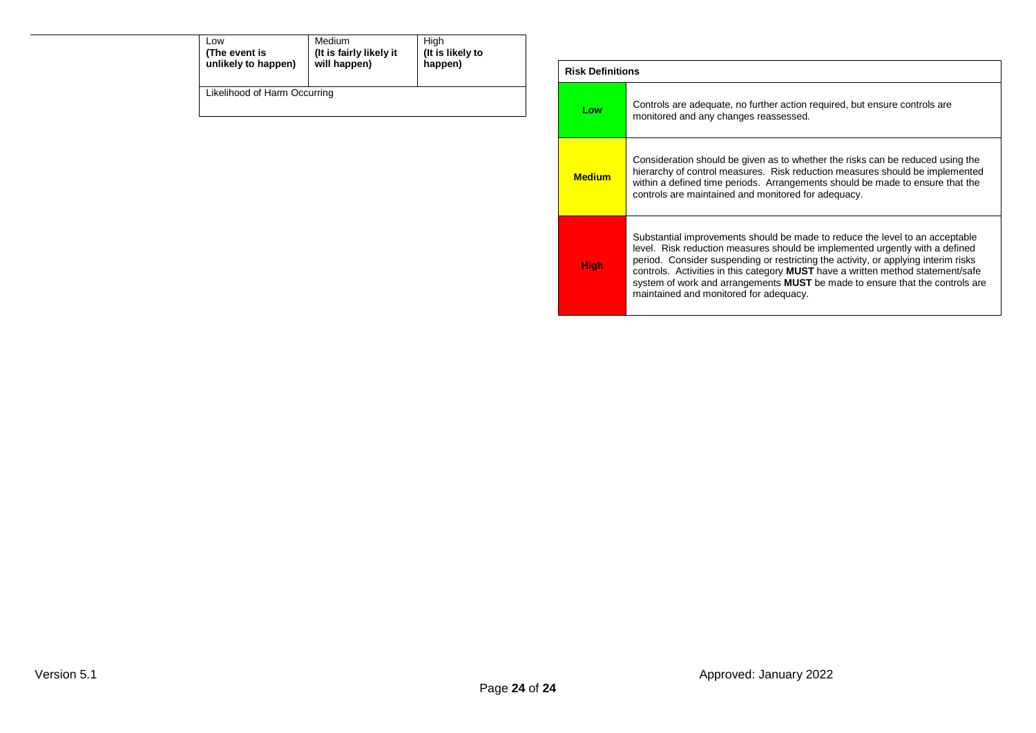| Low (The event is unlikely to happen) | Medium (It is fairly likely it will happen) | High (It is likely to happen) |
|---|---|---|
| Likelihood of Harm Occurring | | |

| Risk Definitions | |
|---|---|
| **Low** | Controls are adequate, no further action required, but ensure controls are monitored and any changes reassessed. |
| **Medium** | Consideration should be given as to whether the risks can be reduced using the hierarchy of control measures. Risk reduction measures should be implemented within a defined time periods. Arrangements should be made to ensure that the controls are maintained and monitored for adequacy. |
| **High** | Substantial improvements should be made to reduce the level to an acceptable level. Risk reduction measures should be implemented urgently with a defined period. Consider suspending or restricting the activity, or applying interim risks controls. Activities in this category **MUST** have a written method statement/safe system of work and arrangements **MUST** be made to ensure that the controls are maintained and monitored for adequacy. |

Version 5.1

Approved: January 2022